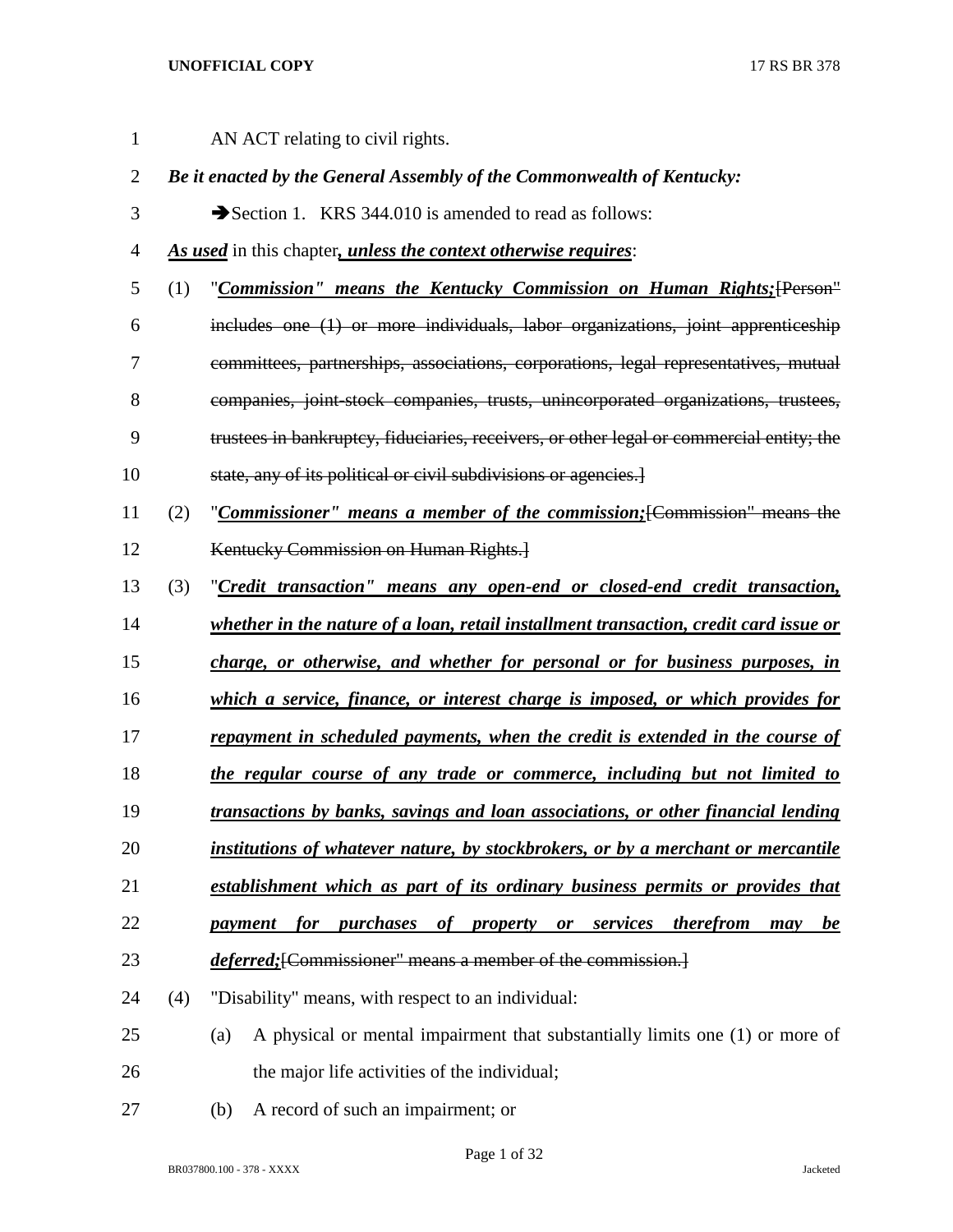AN ACT relating to civil rights.

***Be it enacted by the General Assembly of the Commonwealth of Kentucky:***

➔Section 1. KRS 344.010 is amended to read as follows:

***<u>As used</u>*** in this chapter***<u>, unless the context otherwise requires</u>***:

(1) "***<u>Commission" means the Kentucky Commission on Human Rights;</u>***~~[Person" includes one (1) or more individuals, labor organizations, joint apprenticeship committees, partnerships, associations, corporations, legal representatives, mutual companies, joint-stock companies, trusts, unincorporated organizations, trustees, trustees in bankruptcy, fiduciaries, receivers, or other legal or commercial entity; the state, any of its political or civil subdivisions or agencies.]~~

(2) "***<u>Commissioner" means a member of the commission;</u>***~~[Commission" means the Kentucky Commission on Human Rights.]~~

(3) "***<u>Credit transaction" means any open-end or closed-end credit transaction, whether in the nature of a loan, retail installment transaction, credit card issue or charge, or otherwise, and whether for personal or for business purposes, in which a service, finance, or interest charge is imposed, or which provides for repayment in scheduled payments, when the credit is extended in the course of the regular course of any trade or commerce, including but not limited to transactions by banks, savings and loan associations, or other financial lending institutions of whatever nature, by stockbrokers, or by a merchant or mercantile establishment which as part of its ordinary business permits or provides that payment for purchases of property or services therefrom may be deferred;</u>***~~[Commissioner" means a member of the commission.]~~

(4) "Disability" means, with respect to an individual:

(a) A physical or mental impairment that substantially limits one (1) or more of the major life activities of the individual;

(b) A record of such an impairment; or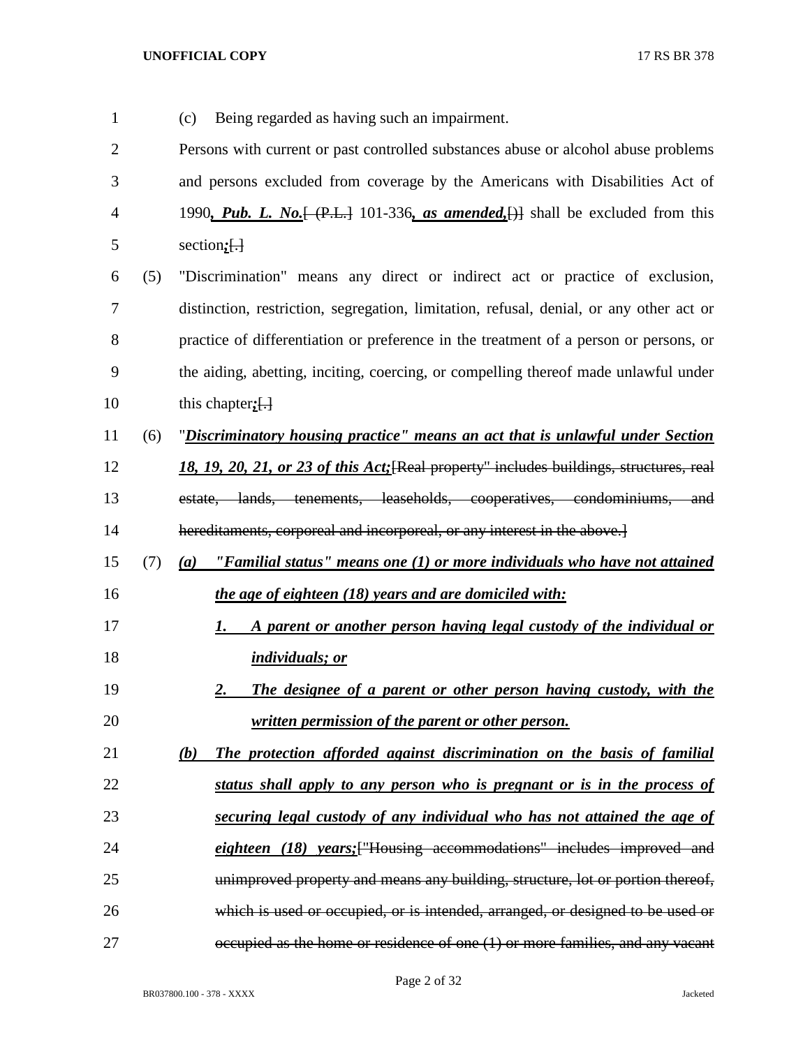(c) Being regarded as having such an impairment.

Persons with current or past controlled substances abuse or alcohol abuse problems and persons excluded from coverage by the Americans with Disabilities Act of 1990***, Pub. L. No.***[ (P.L.] 101-336***, as amended,***[)] shall be excluded from this section***;***[.]

(5) "Discrimination" means any direct or indirect act or practice of exclusion, distinction, restriction, segregation, limitation, refusal, denial, or any other act or practice of differentiation or preference in the treatment of a person or persons, or the aiding, abetting, inciting, coercing, or compelling thereof made unlawful under this chapter***;***[.]

(6) "***Discriminatory housing practice" means an act that is unlawful under Section 18, 19, 20, 21, or 23 of this Act;***[Real property" includes buildings, structures, real estate, lands, tenements, leaseholds, cooperatives, condominiums, and hereditaments, corporeal and incorporeal, or any interest in the above.]

(7) ***(a) "Familial status" means one (1) or more individuals who have not attained the age of eighteen (18) years and are domiciled with:***

***1. A parent or another person having legal custody of the individual or individuals; or***

***2. The designee of a parent or other person having custody, with the written permission of the parent or other person.***

***(b) The protection afforded against discrimination on the basis of familial status shall apply to any person who is pregnant or is in the process of securing legal custody of any individual who has not attained the age of eighteen (18) years;***["Housing accommodations" includes improved and unimproved property and means any building, structure, lot or portion thereof, which is used or occupied, or is intended, arranged, or designed to be used or occupied as the home or residence of one (1) or more families, and any vacant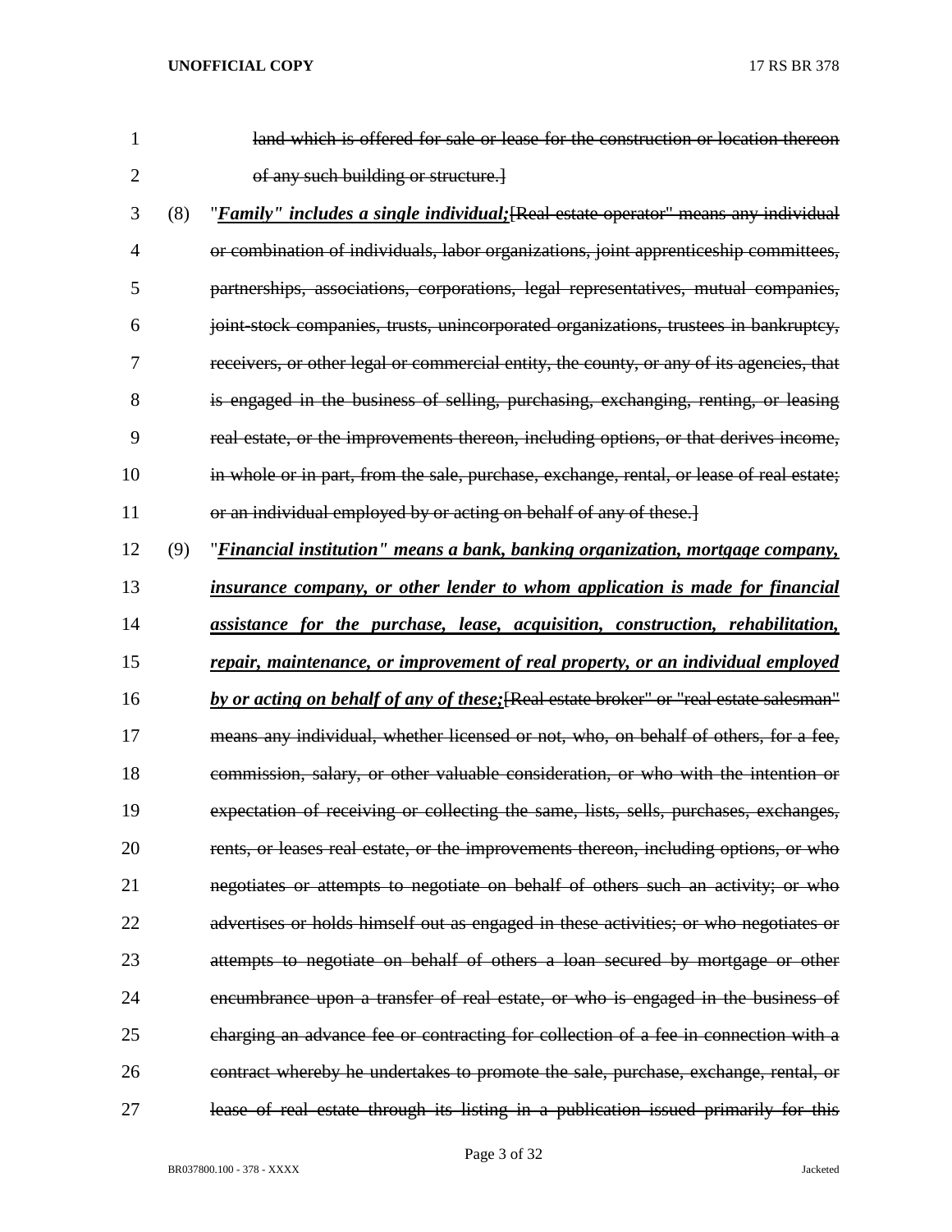~~land which is offered for sale or lease for the construction or location thereon of any such building or structure.]~~

(8) "***Family" includes a single individual;***~~[Real estate operator" means any individual or combination of individuals, labor organizations, joint apprenticeship committees, partnerships, associations, corporations, legal representatives, mutual companies, joint-stock companies, trusts, unincorporated organizations, trustees in bankruptcy, receivers, or other legal or commercial entity, the county, or any of its agencies, that is engaged in the business of selling, purchasing, exchanging, renting, or leasing real estate, or the improvements thereon, including options, or that derives income, in whole or in part, from the sale, purchase, exchange, rental, or lease of real estate; or an individual employed by or acting on behalf of any of these.]~~

(9) "***Financial institution" means a bank, banking organization, mortgage company, insurance company, or other lender to whom application is made for financial assistance for the purchase, lease, acquisition, construction, rehabilitation, repair, maintenance, or improvement of real property, or an individual employed by or acting on behalf of any of these;***~~[Real estate broker" or "real estate salesman" means any individual, whether licensed or not, who, on behalf of others, for a fee, commission, salary, or other valuable consideration, or who with the intention or expectation of receiving or collecting the same, lists, sells, purchases, exchanges, rents, or leases real estate, or the improvements thereon, including options, or who negotiates or attempts to negotiate on behalf of others such an activity; or who advertises or holds himself out as engaged in these activities; or who negotiates or attempts to negotiate on behalf of others a loan secured by mortgage or other encumbrance upon a transfer of real estate, or who is engaged in the business of charging an advance fee or contracting for collection of a fee in connection with a contract whereby he undertakes to promote the sale, purchase, exchange, rental, or lease of real estate through its listing in a publication issued primarily for this~~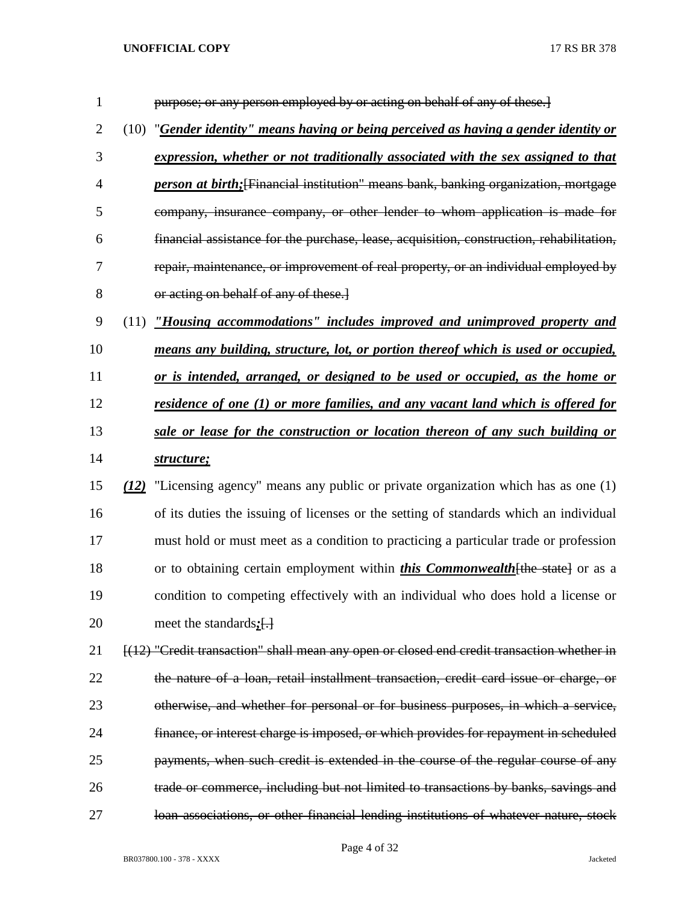purpose; or any person employed by or acting on behalf of any of these.]

(10) "***Gender identity" means having or being perceived as having a gender identity or expression, whether or not traditionally associated with the sex assigned to that person at birth;***[Financial institution" means bank, banking organization, mortgage company, insurance company, or other lender to whom application is made for financial assistance for the purchase, lease, acquisition, construction, rehabilitation, repair, maintenance, or improvement of real property, or an individual employed by or acting on behalf of any of these.]

(11) ***"Housing accommodations" includes improved and unimproved property and means any building, structure, lot, or portion thereof which is used or occupied, or is intended, arranged, or designed to be used or occupied, as the home or residence of one (1) or more families, and any vacant land which is offered for sale or lease for the construction or location thereon of any such building or structure;***

***(12)*** "Licensing agency" means any public or private organization which has as one (1) of its duties the issuing of licenses or the setting of standards which an individual must hold or must meet as a condition to practicing a particular trade or profession or to obtaining certain employment within ***this Commonwealth***[the state] or as a condition to competing effectively with an individual who does hold a license or meet the standards***;***[.]

[(12) "Credit transaction" shall mean any open or closed end credit transaction whether in the nature of a loan, retail installment transaction, credit card issue or charge, or otherwise, and whether for personal or for business purposes, in which a service, finance, or interest charge is imposed, or which provides for repayment in scheduled payments, when such credit is extended in the course of the regular course of any trade or commerce, including but not limited to transactions by banks, savings and loan associations, or other financial lending institutions of whatever nature, stock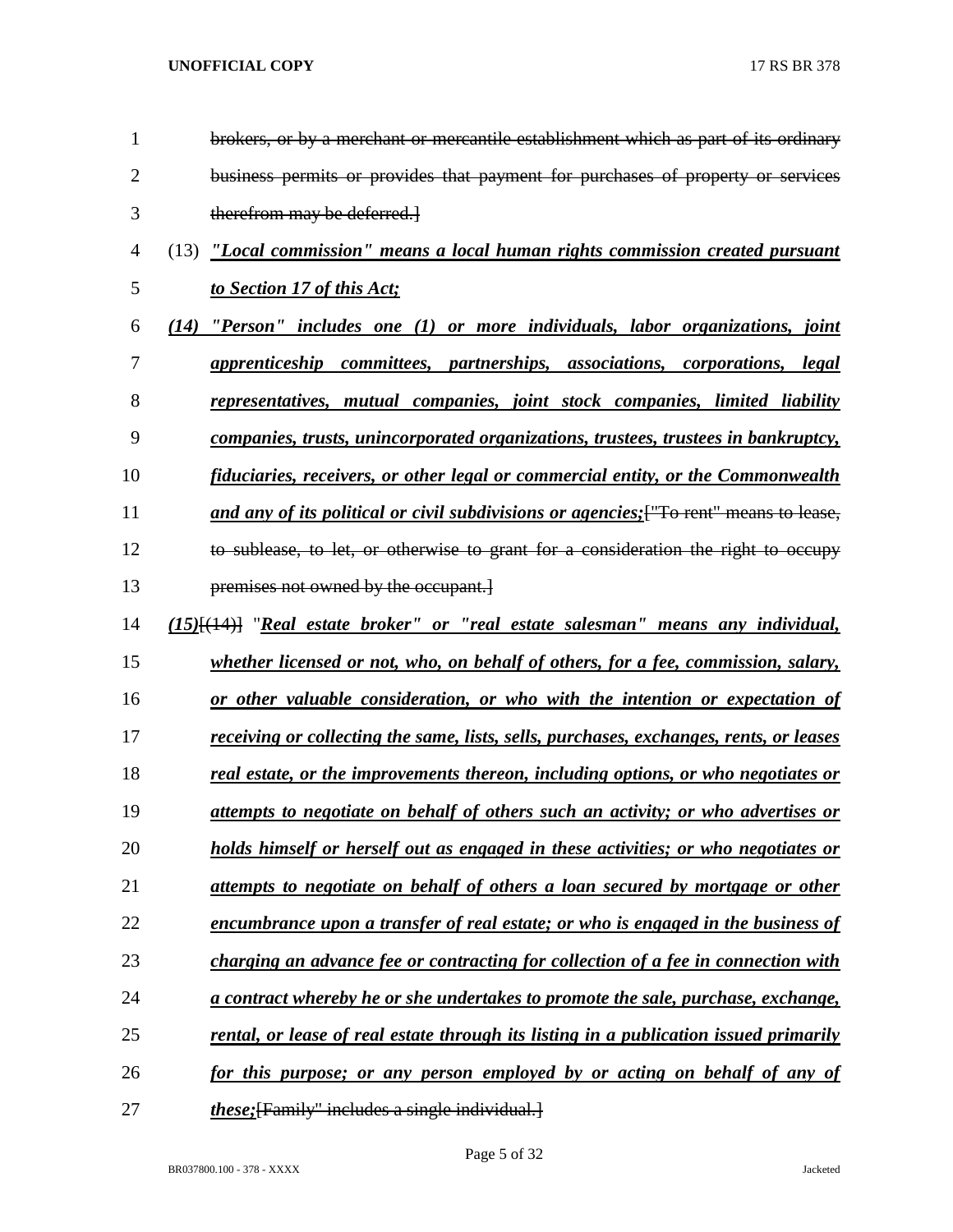brokers, or by a merchant or mercantile establishment which as part of its ordinary business permits or provides that payment for purchases of property or services therefrom may be deferred.]

(13) ***"Local commission" means a local human rights commission created pursuant to Section 17 of this Act;***

***(14) "Person" includes one (1) or more individuals, labor organizations, joint apprenticeship committees, partnerships, associations, corporations, legal representatives, mutual companies, joint stock companies, limited liability companies, trusts, unincorporated organizations, trustees, trustees in bankruptcy, fiduciaries, receivers, or other legal or commercial entity, or the Commonwealth and any of its political or civil subdivisions or agencies;***["To rent" means to lease, to sublease, to let, or otherwise to grant for a consideration the right to occupy premises not owned by the occupant.]

***(15)***[(14)] "***Real estate broker" or "real estate salesman" means any individual, whether licensed or not, who, on behalf of others, for a fee, commission, salary, or other valuable consideration, or who with the intention or expectation of receiving or collecting the same, lists, sells, purchases, exchanges, rents, or leases real estate, or the improvements thereon, including options, or who negotiates or attempts to negotiate on behalf of others such an activity; or who advertises or holds himself or herself out as engaged in these activities; or who negotiates or attempts to negotiate on behalf of others a loan secured by mortgage or other encumbrance upon a transfer of real estate; or who is engaged in the business of charging an advance fee or contracting for collection of a fee in connection with a contract whereby he or she undertakes to promote the sale, purchase, exchange, rental, or lease of real estate through its listing in a publication issued primarily for this purpose; or any person employed by or acting on behalf of any of these;***[Family" includes a single individual.]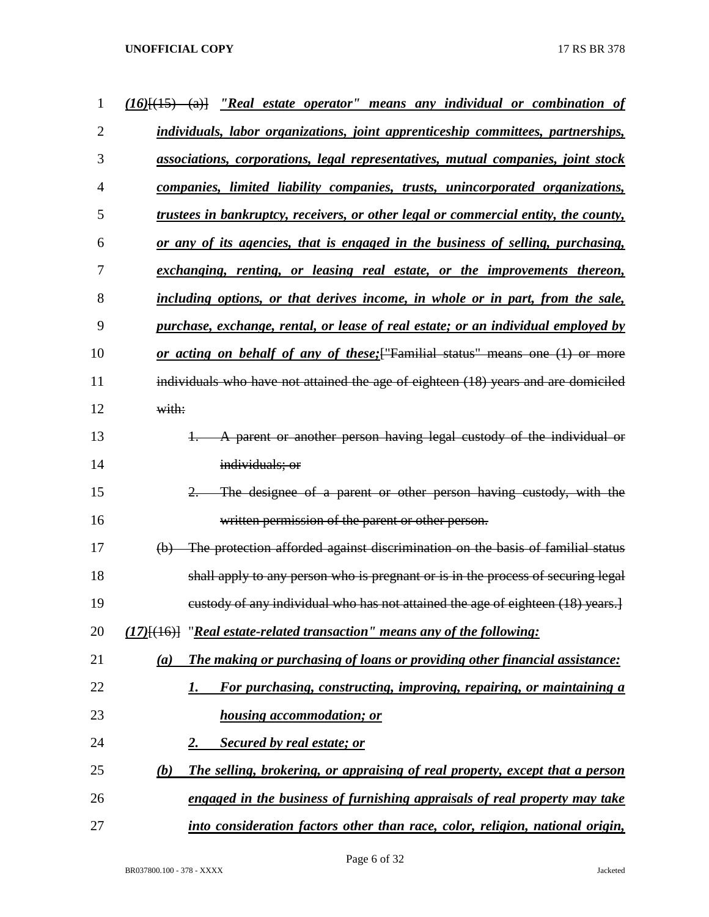***(16)***[(15) (a)] ***"Real estate operator" means any individual or combination of individuals, labor organizations, joint apprenticeship committees, partnerships, associations, corporations, legal representatives, mutual companies, joint stock companies, limited liability companies, trusts, unincorporated organizations, trustees in bankruptcy, receivers, or other legal or commercial entity, the county, or any of its agencies, that is engaged in the business of selling, purchasing, exchanging, renting, or leasing real estate, or the improvements thereon, including options, or that derives income, in whole or in part, from the sale, purchase, exchange, rental, or lease of real estate; or an individual employed by or acting on behalf of any of these;*** ["Familial status" means one (1) or more individuals who have not attained the age of eighteen (18) years and are domiciled with:

1. A parent or another person having legal custody of the individual or individuals; or
2. The designee of a parent or other person having custody, with the written permission of the parent or other person.

(b) The protection afforded against discrimination on the basis of familial status shall apply to any person who is pregnant or is in the process of securing legal custody of any individual who has not attained the age of eighteen (18) years.]

***(17)***[(16)] "***Real estate-related transaction" means any of the following:***

***(a) The making or purchasing of loans or providing other financial assistance:***

***1. For purchasing, constructing, improving, repairing, or maintaining a housing accommodation; or***

***2. Secured by real estate; or***

***(b) The selling, brokering, or appraising of real property, except that a person engaged in the business of furnishing appraisals of real property may take into consideration factors other than race, color, religion, national origin,***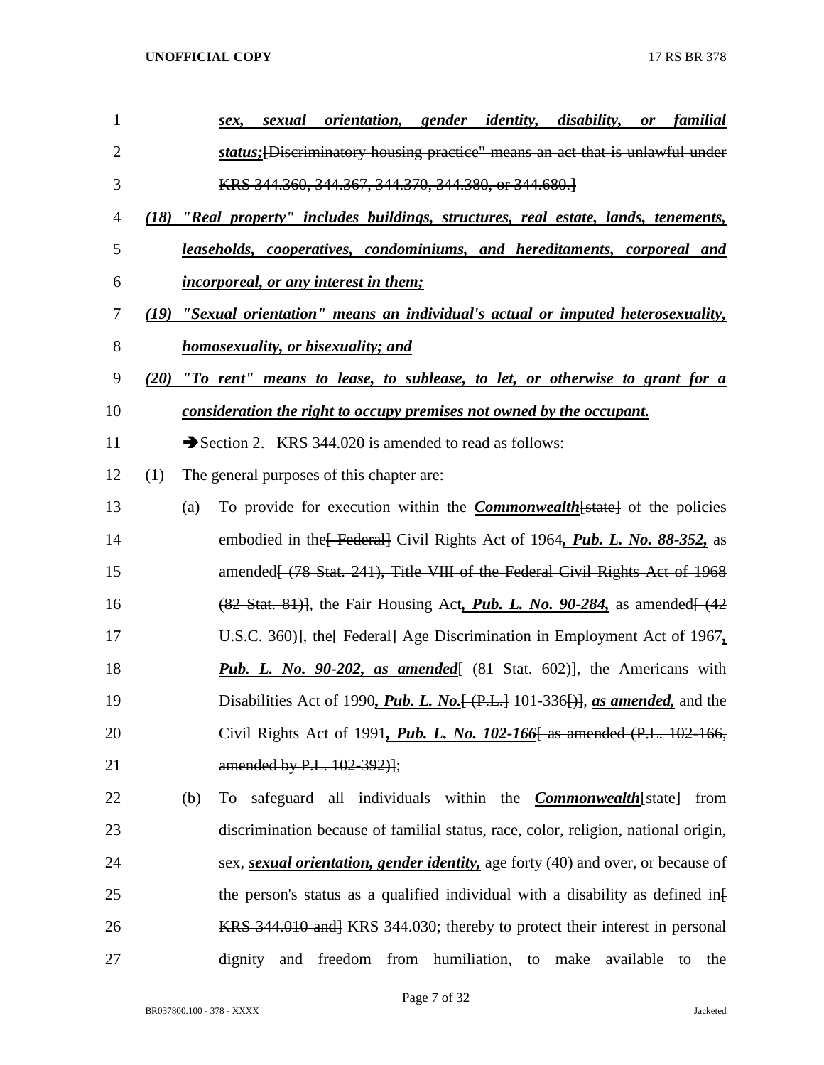***sex, sexual orientation, gender identity, disability, or familial status;***[Discriminatory housing practice" means an act that is unlawful under KRS 344.360, 344.367, 344.370, 344.380, or 344.680.]

***(18) "Real property" includes buildings, structures, real estate, lands, tenements, leaseholds, cooperatives, condominiums, and hereditaments, corporeal and incorporeal, or any interest in them;***

***(19) "Sexual orientation" means an individual's actual or imputed heterosexuality, homosexuality, or bisexuality; and***

***(20) "To rent" means to lease, to sublease, to let, or otherwise to grant for a consideration the right to occupy premises not owned by the occupant.***

➔Section 2. KRS 344.020 is amended to read as follows:

(1) The general purposes of this chapter are:

(a) To provide for execution within the ***Commonwealth***[state] of the policies embodied in the[ Federal] Civil Rights Act of 1964***, Pub. L. No. 88-352,*** as amended[ (78 Stat. 241), Title VIII of the Federal Civil Rights Act of 1968 (82 Stat. 81)], the Fair Housing Act***, Pub. L. No. 90-284,*** as amended[ (42 U.S.C. 360)], the[ Federal] Age Discrimination in Employment Act of 1967***, Pub. L. No. 90-202, as amended***[ (81 Stat. 602)], the Americans with Disabilities Act of 1990***, Pub. L. No.***[ (P.L.] 101-336[)], ***as amended,*** and the Civil Rights Act of 1991***, Pub. L. No. 102-166***[ as amended (P.L. 102-166, amended by P.L. 102-392)];

(b) To safeguard all individuals within the ***Commonwealth***[state] from discrimination because of familial status, race, color, religion, national origin, sex, ***sexual orientation, gender identity,*** age forty (40) and over, or because of the person's status as a qualified individual with a disability as defined in[ KRS 344.010 and] KRS 344.030; thereby to protect their interest in personal dignity and freedom from humiliation, to make available to the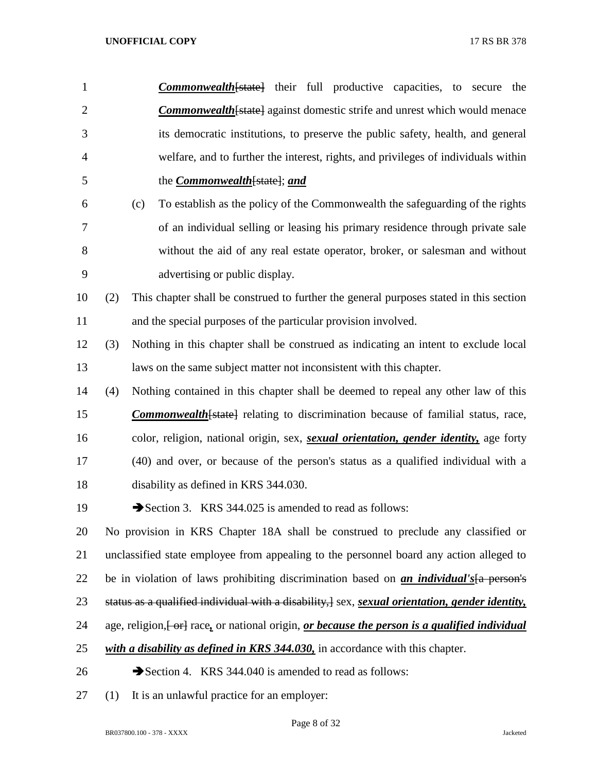***Commonwealth***[state] their full productive capacities, to secure the ***Commonwealth***[state] against domestic strife and unrest which would menace its democratic institutions, to preserve the public safety, health, and general welfare, and to further the interest, rights, and privileges of individuals within the ***Commonwealth***[state]; ***and***

(c) To establish as the policy of the Commonwealth the safeguarding of the rights of an individual selling or leasing his primary residence through private sale without the aid of any real estate operator, broker, or salesman and without advertising or public display.

(2) This chapter shall be construed to further the general purposes stated in this section and the special purposes of the particular provision involved.

(3) Nothing in this chapter shall be construed as indicating an intent to exclude local laws on the same subject matter not inconsistent with this chapter.

(4) Nothing contained in this chapter shall be deemed to repeal any other law of this ***Commonwealth***[state] relating to discrimination because of familial status, race, color, religion, national origin, sex, ***sexual orientation, gender identity,*** age forty (40) and over, or because of the person's status as a qualified individual with a disability as defined in KRS 344.030.

➔Section 3. KRS 344.025 is amended to read as follows:

No provision in KRS Chapter 18A shall be construed to preclude any classified or unclassified state employee from appealing to the personnel board any action alleged to be in violation of laws prohibiting discrimination based on ***an individual's***[a person's status as a qualified individual with a disability,] sex, ***sexual orientation, gender identity,*** age, religion,[ or] race***,*** or national origin, ***or because the person is a qualified individual with a disability as defined in KRS 344.030,*** in accordance with this chapter.

➔Section 4. KRS 344.040 is amended to read as follows:

(1) It is an unlawful practice for an employer: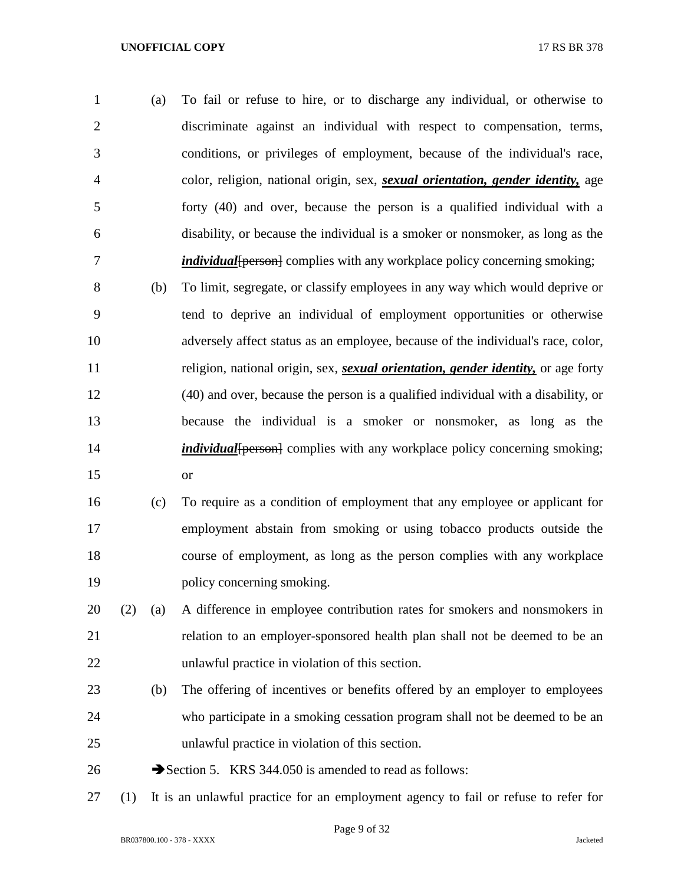(a) To fail or refuse to hire, or to discharge any individual, or otherwise to discriminate against an individual with respect to compensation, terms, conditions, or privileges of employment, because of the individual's race, color, religion, national origin, sex, ***sexual orientation, gender identity,*** age forty (40) and over, because the person is a qualified individual with a disability, or because the individual is a smoker or nonsmoker, as long as the ***individual***~~[person]~~ complies with any workplace policy concerning smoking;

(b) To limit, segregate, or classify employees in any way which would deprive or tend to deprive an individual of employment opportunities or otherwise adversely affect status as an employee, because of the individual's race, color, religion, national origin, sex, ***sexual orientation, gender identity,*** or age forty (40) and over, because the person is a qualified individual with a disability, or because the individual is a smoker or nonsmoker, as long as the ***individual***~~[person]~~ complies with any workplace policy concerning smoking; or

(c) To require as a condition of employment that any employee or applicant for employment abstain from smoking or using tobacco products outside the course of employment, as long as the person complies with any workplace policy concerning smoking.

(2) (a) A difference in employee contribution rates for smokers and nonsmokers in relation to an employer-sponsored health plan shall not be deemed to be an unlawful practice in violation of this section.

(b) The offering of incentives or benefits offered by an employer to employees who participate in a smoking cessation program shall not be deemed to be an unlawful practice in violation of this section.

➔Section 5. KRS 344.050 is amended to read as follows:

(1) It is an unlawful practice for an employment agency to fail or refuse to refer for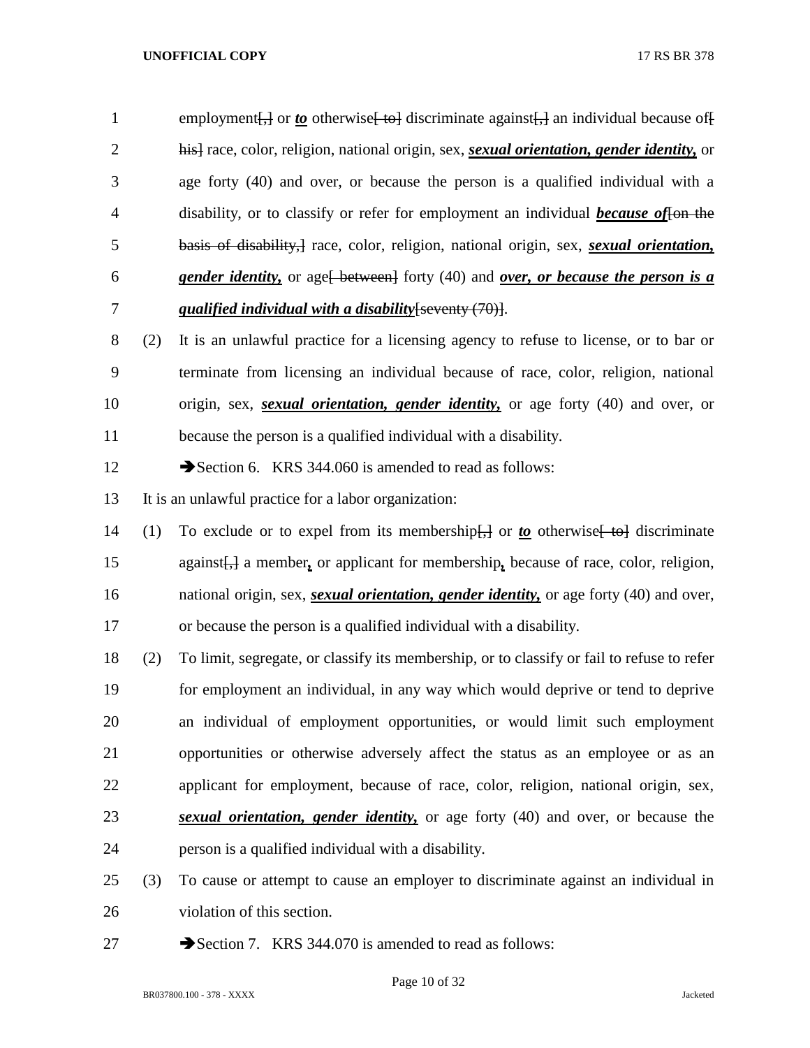employment[,] or ***to*** otherwise[ to] discriminate against[,] an individual because of[ his] race, color, religion, national origin, sex, ***sexual orientation, gender identity,*** or age forty (40) and over, or because the person is a qualified individual with a disability, or to classify or refer for employment an individual ***because of***[on the basis of disability,] race, color, religion, national origin, sex, ***sexual orientation, gender identity,*** or age[ between] forty (40) and ***over, or because the person is a qualified individual with a disability***[seventy (70)].

(2) It is an unlawful practice for a licensing agency to refuse to license, or to bar or terminate from licensing an individual because of race, color, religion, national origin, sex, ***sexual orientation, gender identity,*** or age forty (40) and over, or because the person is a qualified individual with a disability.

➔Section 6. KRS 344.060 is amended to read as follows:

It is an unlawful practice for a labor organization:

(1) To exclude or to expel from its membership[,] or ***to*** otherwise[ to] discriminate against[,] a member**,** or applicant for membership**,** because of race, color, religion, national origin, sex, ***sexual orientation, gender identity,*** or age forty (40) and over, or because the person is a qualified individual with a disability.

(2) To limit, segregate, or classify its membership, or to classify or fail to refuse to refer for employment an individual, in any way which would deprive or tend to deprive an individual of employment opportunities, or would limit such employment opportunities or otherwise adversely affect the status as an employee or as an applicant for employment, because of race, color, religion, national origin, sex, ***sexual orientation, gender identity,*** or age forty (40) and over, or because the person is a qualified individual with a disability.

(3) To cause or attempt to cause an employer to discriminate against an individual in violation of this section.

➔Section 7. KRS 344.070 is amended to read as follows: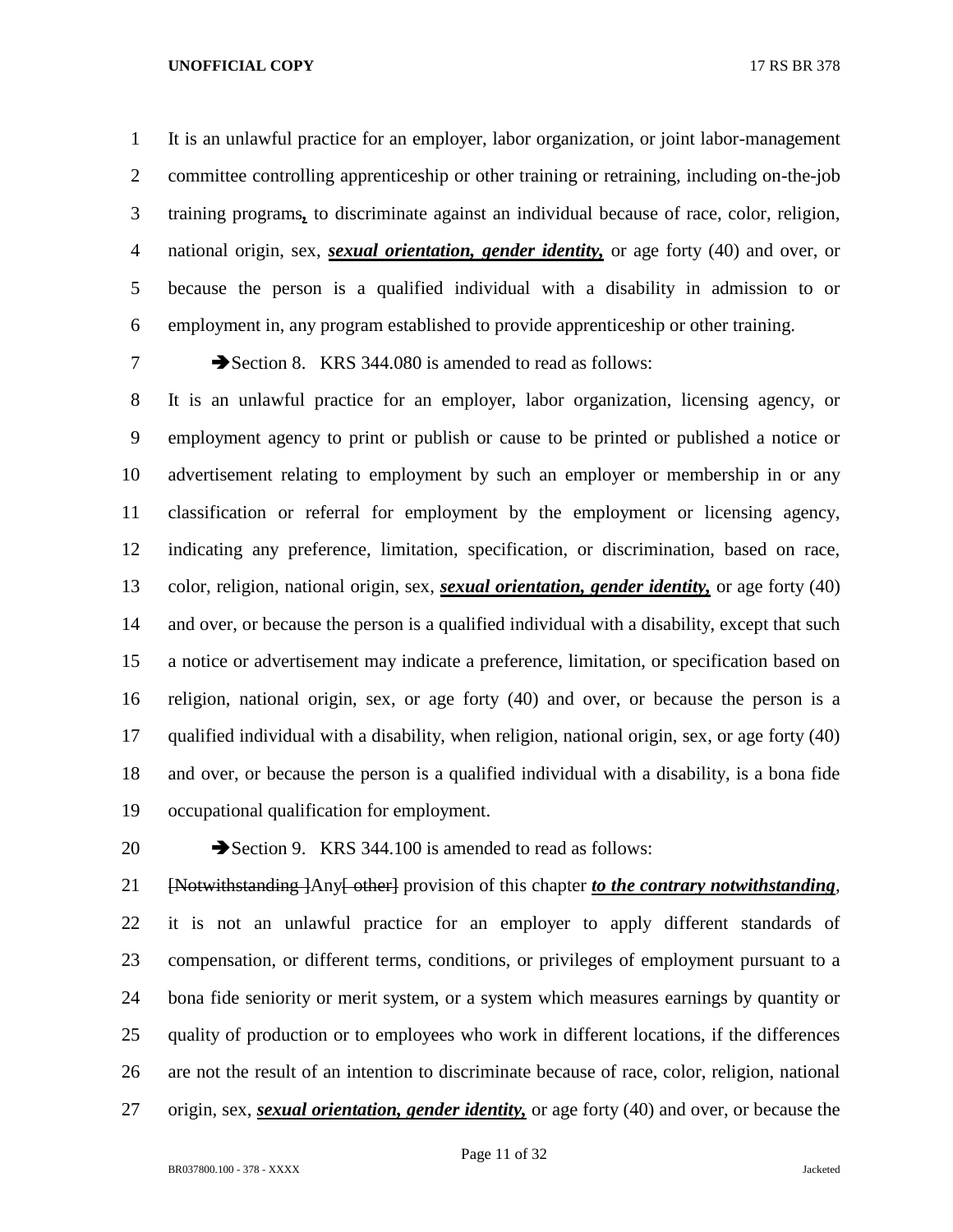It is an unlawful practice for an employer, labor organization, or joint labor-management committee controlling apprenticeship or other training or retraining, including on-the-job training programs**,** to discriminate against an individual because of race, color, religion, national origin, sex, ***sexual orientation, gender identity,*** or age forty (40) and over, or because the person is a qualified individual with a disability in admission to or employment in, any program established to provide apprenticeship or other training.

➔Section 8. KRS 344.080 is amended to read as follows:

It is an unlawful practice for an employer, labor organization, licensing agency, or employment agency to print or publish or cause to be printed or published a notice or advertisement relating to employment by such an employer or membership in or any classification or referral for employment by the employment or licensing agency, indicating any preference, limitation, specification, or discrimination, based on race, color, religion, national origin, sex, ***sexual orientation, gender identity,*** or age forty (40) and over, or because the person is a qualified individual with a disability, except that such a notice or advertisement may indicate a preference, limitation, or specification based on religion, national origin, sex, or age forty (40) and over, or because the person is a qualified individual with a disability, when religion, national origin, sex, or age forty (40) and over, or because the person is a qualified individual with a disability, is a bona fide occupational qualification for employment.

➔Section 9. KRS 344.100 is amended to read as follows:

~~[Notwithstanding ]~~Any~~[ other]~~ provision of this chapter ***to the contrary notwithstanding***, it is not an unlawful practice for an employer to apply different standards of compensation, or different terms, conditions, or privileges of employment pursuant to a bona fide seniority or merit system, or a system which measures earnings by quantity or quality of production or to employees who work in different locations, if the differences are not the result of an intention to discriminate because of race, color, religion, national origin, sex, ***sexual orientation, gender identity,*** or age forty (40) and over, or because the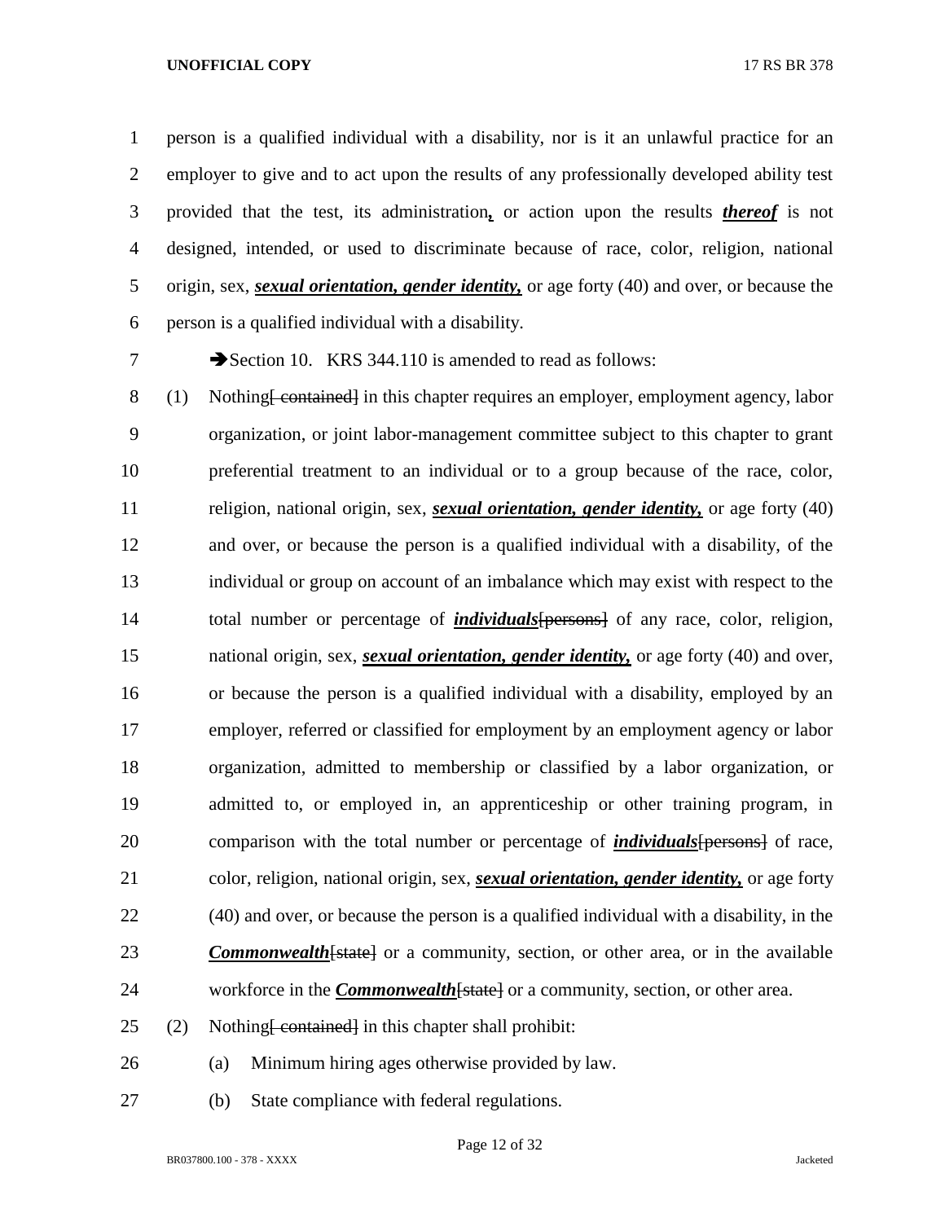person is a qualified individual with a disability, nor is it an unlawful practice for an employer to give and to act upon the results of any professionally developed ability test provided that the test, its administration**,** or action upon the results ***thereof*** is not designed, intended, or used to discriminate because of race, color, religion, national origin, sex, ***sexual orientation, gender identity,*** or age forty (40) and over, or because the person is a qualified individual with a disability.

➔Section 10. KRS 344.110 is amended to read as follows:

(1) Nothing~~[ contained]~~ in this chapter requires an employer, employment agency, labor organization, or joint labor-management committee subject to this chapter to grant preferential treatment to an individual or to a group because of the race, color, religion, national origin, sex, ***sexual orientation, gender identity,*** or age forty (40) and over, or because the person is a qualified individual with a disability, of the individual or group on account of an imbalance which may exist with respect to the total number or percentage of ***individuals***~~[persons]~~ of any race, color, religion, national origin, sex, ***sexual orientation, gender identity,*** or age forty (40) and over, or because the person is a qualified individual with a disability, employed by an employer, referred or classified for employment by an employment agency or labor organization, admitted to membership or classified by a labor organization, or admitted to, or employed in, an apprenticeship or other training program, in comparison with the total number or percentage of ***individuals***~~[persons]~~ of race, color, religion, national origin, sex, ***sexual orientation, gender identity,*** or age forty (40) and over, or because the person is a qualified individual with a disability, in the ***Commonwealth***~~[state]~~ or a community, section, or other area, or in the available workforce in the ***Commonwealth***~~[state]~~ or a community, section, or other area.

(2) Nothing~~[ contained]~~ in this chapter shall prohibit:

(a) Minimum hiring ages otherwise provided by law.

(b) State compliance with federal regulations.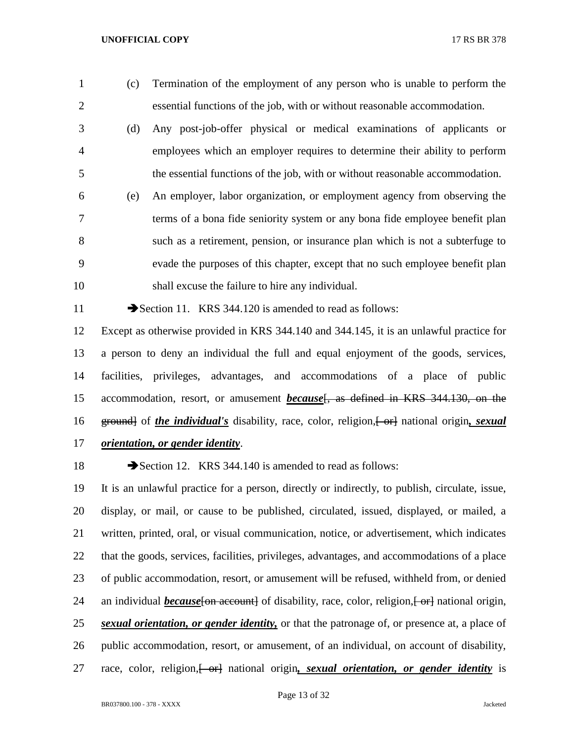(c) Termination of the employment of any person who is unable to perform the essential functions of the job, with or without reasonable accommodation.

(d) Any post-job-offer physical or medical examinations of applicants or employees which an employer requires to determine their ability to perform the essential functions of the job, with or without reasonable accommodation.

(e) An employer, labor organization, or employment agency from observing the terms of a bona fide seniority system or any bona fide employee benefit plan such as a retirement, pension, or insurance plan which is not a subterfuge to evade the purposes of this chapter, except that no such employee benefit plan shall excuse the failure to hire any individual.

➔Section 11. KRS 344.120 is amended to read as follows:

Except as otherwise provided in KRS 344.140 and 344.145, it is an unlawful practice for a person to deny an individual the full and equal enjoyment of the goods, services, facilities, privileges, advantages, and accommodations of a place of public accommodation, resort, or amusement ***because***~~[, as defined in KRS 344.130, on the ground]~~ of ***the individual's*** disability, race, color, religion,~~[ or]~~ national origin***, sexual orientation, or gender identity***.

➔Section 12. KRS 344.140 is amended to read as follows:

It is an unlawful practice for a person, directly or indirectly, to publish, circulate, issue, display, or mail, or cause to be published, circulated, issued, displayed, or mailed, a written, printed, oral, or visual communication, notice, or advertisement, which indicates that the goods, services, facilities, privileges, advantages, and accommodations of a place of public accommodation, resort, or amusement will be refused, withheld from, or denied an individual ***because***~~[on account]~~ of disability, race, color, religion,~~[ or]~~ national origin, ***sexual orientation, or gender identity,*** or that the patronage of, or presence at, a place of public accommodation, resort, or amusement, of an individual, on account of disability, race, color, religion,~~[ or]~~ national origin***, sexual orientation, or gender identity*** is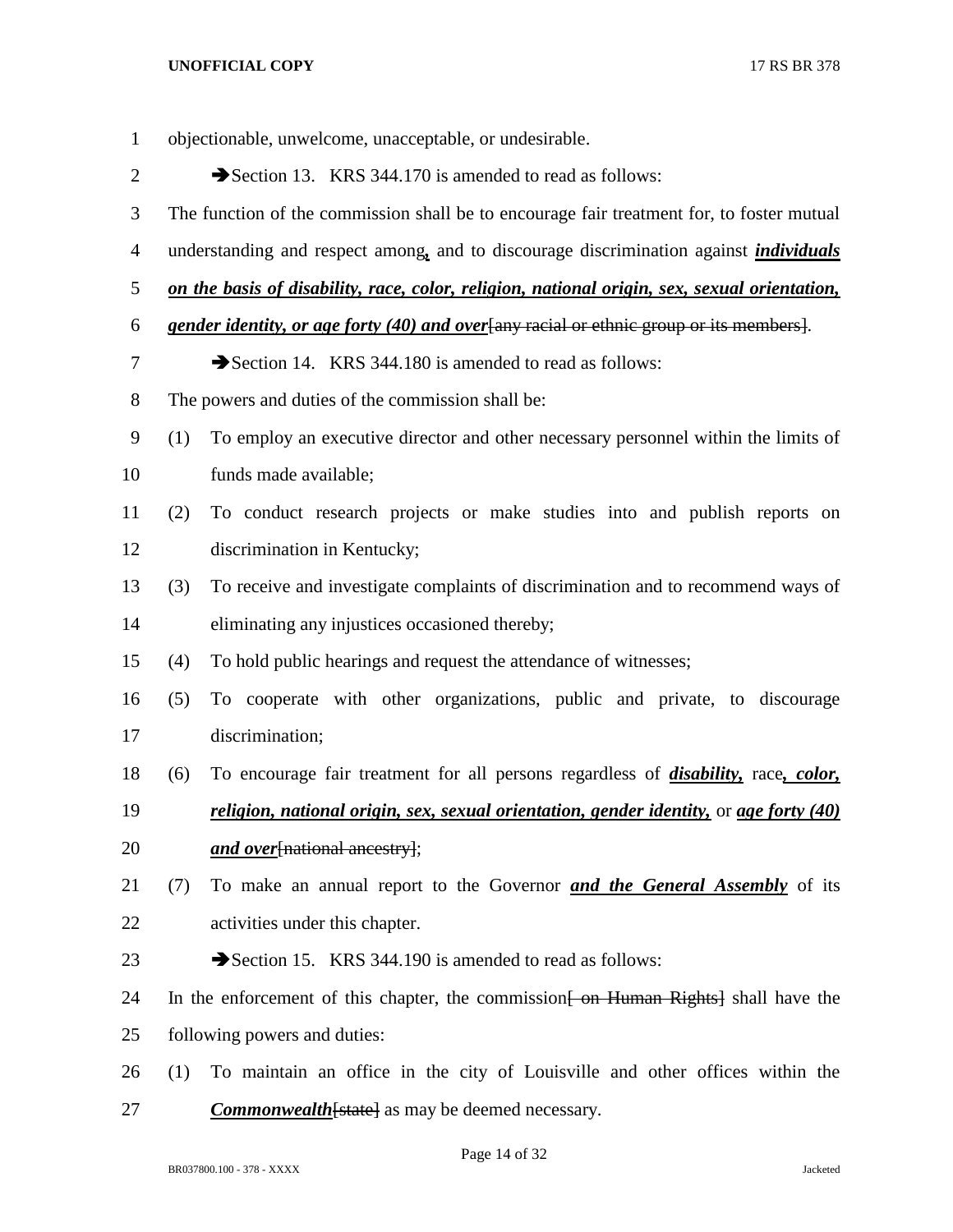objectionable, unwelcome, unacceptable, or undesirable.

➔Section 13. KRS 344.170 is amended to read as follows:

The function of the commission shall be to encourage fair treatment for, to foster mutual understanding and respect among**,** and to discourage discrimination against ***individuals on the basis of disability, race, color, religion, national origin, sex, sexual orientation, gender identity, or age forty (40) and over***[~~any racial or ethnic group or its members~~].

➔Section 14. KRS 344.180 is amended to read as follows:

The powers and duties of the commission shall be:

(1) To employ an executive director and other necessary personnel within the limits of funds made available;

(2) To conduct research projects or make studies into and publish reports on discrimination in Kentucky;

(3) To receive and investigate complaints of discrimination and to recommend ways of eliminating any injustices occasioned thereby;

(4) To hold public hearings and request the attendance of witnesses;

(5) To cooperate with other organizations, public and private, to discourage discrimination;

(6) To encourage fair treatment for all persons regardless of ***disability,*** race***, color, religion, national origin, sex, sexual orientation, gender identity,*** or ***age forty (40) and over***[~~national ancestry~~];

(7) To make an annual report to the Governor ***and the General Assembly*** of its activities under this chapter.

➔Section 15. KRS 344.190 is amended to read as follows:

In the enforcement of this chapter, the commission[~~ on Human Rights~~] shall have the following powers and duties:

(1) To maintain an office in the city of Louisville and other offices within the ***Commonwealth***[~~state~~] as may be deemed necessary.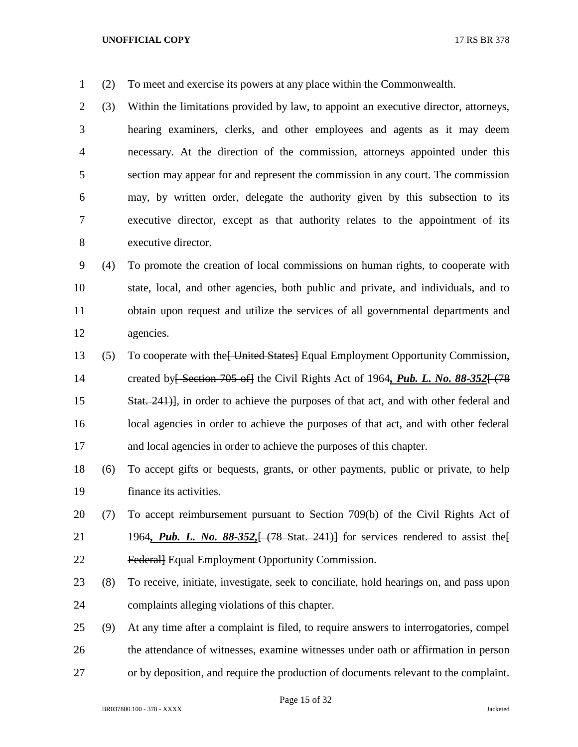(2) To meet and exercise its powers at any place within the Commonwealth.

(3) Within the limitations provided by law, to appoint an executive director, attorneys, hearing examiners, clerks, and other employees and agents as it may deem necessary. At the direction of the commission, attorneys appointed under this section may appear for and represent the commission in any court. The commission may, by written order, delegate the authority given by this subsection to its executive director, except as that authority relates to the appointment of its executive director.

(4) To promote the creation of local commissions on human rights, to cooperate with state, local, and other agencies, both public and private, and individuals, and to obtain upon request and utilize the services of all governmental departments and agencies.

(5) To cooperate with the~~[ United States]~~ Equal Employment Opportunity Commission, created by~~[ Section 705 of]~~ the Civil Rights Act of 1964***, Pub. L. No. 88-352***~~[ (78 Stat. 241)]~~, in order to achieve the purposes of that act, and with other federal and local agencies in order to achieve the purposes of that act, and with other federal and local agencies in order to achieve the purposes of this chapter.

(6) To accept gifts or bequests, grants, or other payments, public or private, to help finance its activities.

(7) To accept reimbursement pursuant to Section 709(b) of the Civil Rights Act of 1964***, Pub. L. No. 88-352,***~~[ (78 Stat. 241)]~~ for services rendered to assist the~~[ Federal]~~ Equal Employment Opportunity Commission.

(8) To receive, initiate, investigate, seek to conciliate, hold hearings on, and pass upon complaints alleging violations of this chapter.

(9) At any time after a complaint is filed, to require answers to interrogatories, compel the attendance of witnesses, examine witnesses under oath or affirmation in person or by deposition, and require the production of documents relevant to the complaint.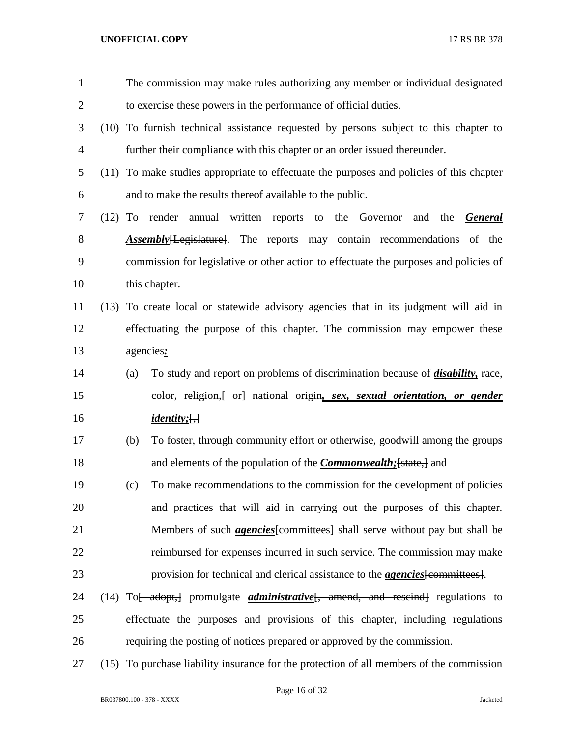The commission may make rules authorizing any member or individual designated to exercise these powers in the performance of official duties.

(10) To furnish technical assistance requested by persons subject to this chapter to further their compliance with this chapter or an order issued thereunder.

(11) To make studies appropriate to effectuate the purposes and policies of this chapter and to make the results thereof available to the public.

(12) To render annual written reports to the Governor and the ***General Assembly***[~~Legislature~~]. The reports may contain recommendations of the commission for legislative or other action to effectuate the purposes and policies of this chapter.

(13) To create local or statewide advisory agencies that in its judgment will aid in effectuating the purpose of this chapter. The commission may empower these agencies***:***

(a) To study and report on problems of discrimination because of ***disability,*** race, color, religion,[~~ or~~] national origin***, sex, sexual orientation, or gender identity;***[~~,~~]

(b) To foster, through community effort or otherwise, goodwill among the groups and elements of the population of the ***Commonwealth;***[~~state,~~] and

(c) To make recommendations to the commission for the development of policies and practices that will aid in carrying out the purposes of this chapter. Members of such ***agencies***[~~committees~~] shall serve without pay but shall be reimbursed for expenses incurred in such service. The commission may make provision for technical and clerical assistance to the ***agencies***[~~committees~~].

(14) To[~~ adopt,~~] promulgate ***administrative***[~~, amend, and rescind~~] regulations to effectuate the purposes and provisions of this chapter, including regulations requiring the posting of notices prepared or approved by the commission.

(15) To purchase liability insurance for the protection of all members of the commission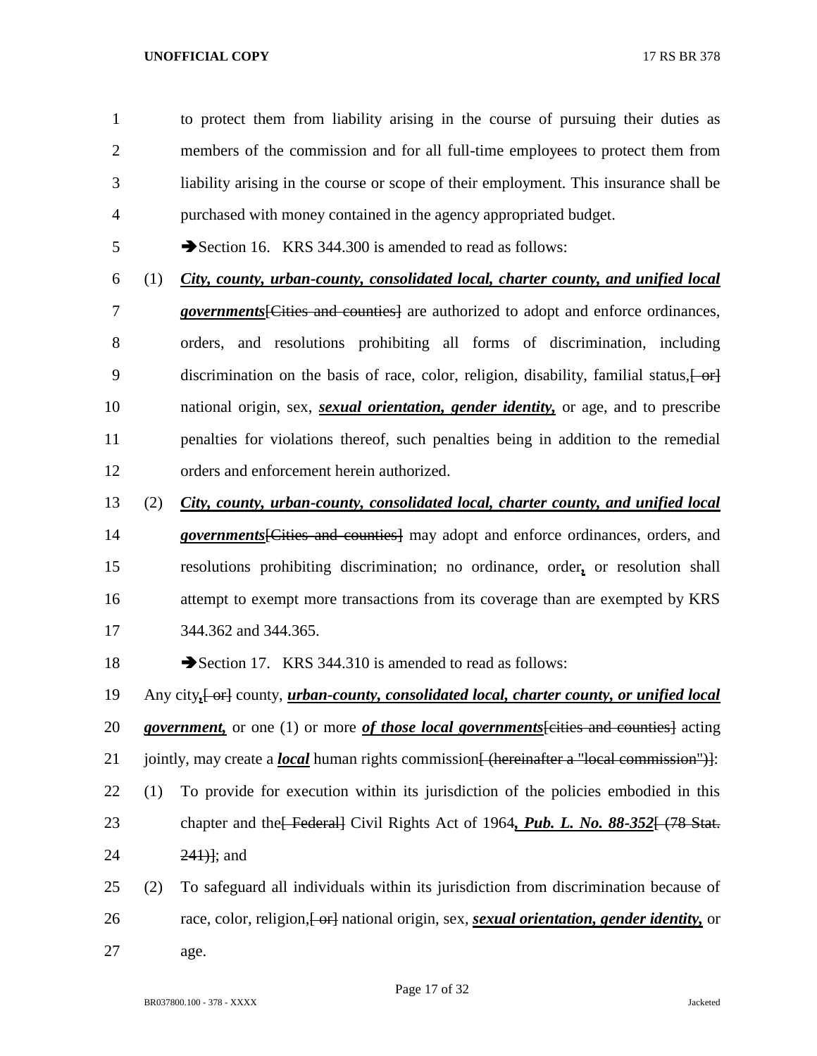to protect them from liability arising in the course of pursuing their duties as members of the commission and for all full-time employees to protect them from liability arising in the course or scope of their employment. This insurance shall be purchased with money contained in the agency appropriated budget.

➔Section 16. KRS 344.300 is amended to read as follows:

(1) ***City, county, urban-county, consolidated local, charter county, and unified local governments***[~~Cities and counties~~] are authorized to adopt and enforce ordinances, orders, and resolutions prohibiting all forms of discrimination, including discrimination on the basis of race, color, religion, disability, familial status,[~~ or~~] national origin, sex, ***sexual orientation, gender identity,*** or age, and to prescribe penalties for violations thereof, such penalties being in addition to the remedial orders and enforcement herein authorized.

(2) ***City, county, urban-county, consolidated local, charter county, and unified local governments***[~~Cities and counties~~] may adopt and enforce ordinances, orders, and resolutions prohibiting discrimination; no ordinance, order***,*** or resolution shall attempt to exempt more transactions from its coverage than are exempted by KRS 344.362 and 344.365.

➔Section 17. KRS 344.310 is amended to read as follows:

Any city***,***[~~ or~~] county, ***urban-county, consolidated local, charter county, or unified local government,*** or one (1) or more ***of those local governments***[~~cities and counties~~] acting jointly, may create a ***local*** human rights commission[~~ (hereinafter a "local commission")~~]:

(1) To provide for execution within its jurisdiction of the policies embodied in this chapter and the[~~ Federal~~] Civil Rights Act of 1964***, Pub. L. No. 88-352***[~~ (78 Stat. 241)~~]; and

(2) To safeguard all individuals within its jurisdiction from discrimination because of race, color, religion,[~~ or~~] national origin, sex, ***sexual orientation, gender identity,*** or age.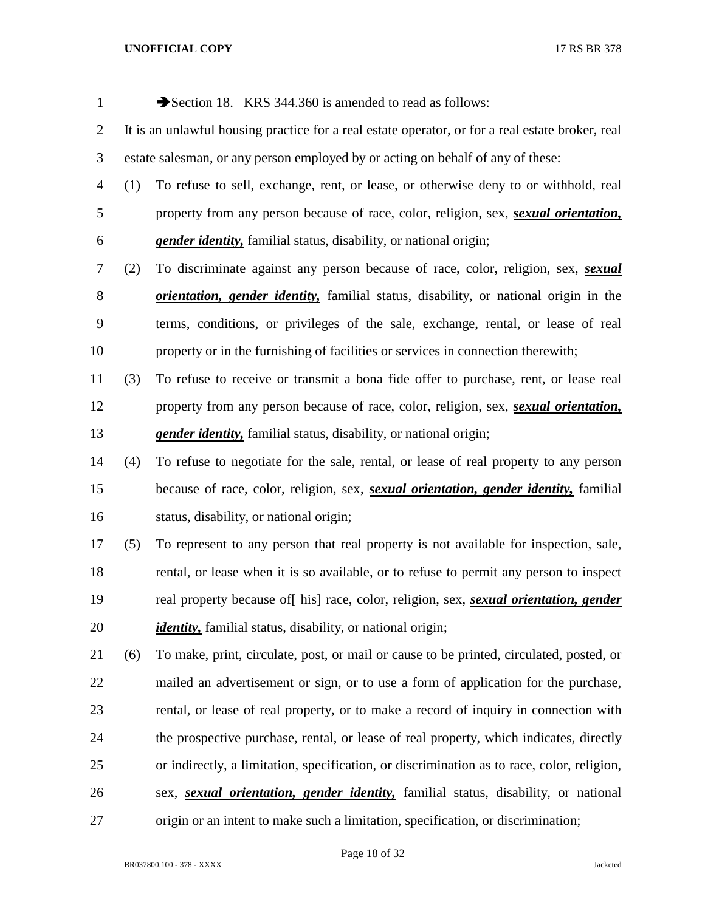➔Section 18. KRS 344.360 is amended to read as follows:

It is an unlawful housing practice for a real estate operator, or for a real estate broker, real estate salesman, or any person employed by or acting on behalf of any of these:

(1) To refuse to sell, exchange, rent, or lease, or otherwise deny to or withhold, real property from any person because of race, color, religion, sex, ***sexual orientation, gender identity,*** familial status, disability, or national origin;

(2) To discriminate against any person because of race, color, religion, sex, ***sexual orientation, gender identity,*** familial status, disability, or national origin in the terms, conditions, or privileges of the sale, exchange, rental, or lease of real property or in the furnishing of facilities or services in connection therewith;

(3) To refuse to receive or transmit a bona fide offer to purchase, rent, or lease real property from any person because of race, color, religion, sex, ***sexual orientation, gender identity,*** familial status, disability, or national origin;

(4) To refuse to negotiate for the sale, rental, or lease of real property to any person because of race, color, religion, sex, ***sexual orientation, gender identity,*** familial status, disability, or national origin;

(5) To represent to any person that real property is not available for inspection, sale, rental, or lease when it is so available, or to refuse to permit any person to inspect real property because of~~[ his]~~ race, color, religion, sex, ***sexual orientation, gender identity,*** familial status, disability, or national origin;

(6) To make, print, circulate, post, or mail or cause to be printed, circulated, posted, or mailed an advertisement or sign, or to use a form of application for the purchase, rental, or lease of real property, or to make a record of inquiry in connection with the prospective purchase, rental, or lease of real property, which indicates, directly or indirectly, a limitation, specification, or discrimination as to race, color, religion, sex, ***sexual orientation, gender identity,*** familial status, disability, or national origin or an intent to make such a limitation, specification, or discrimination;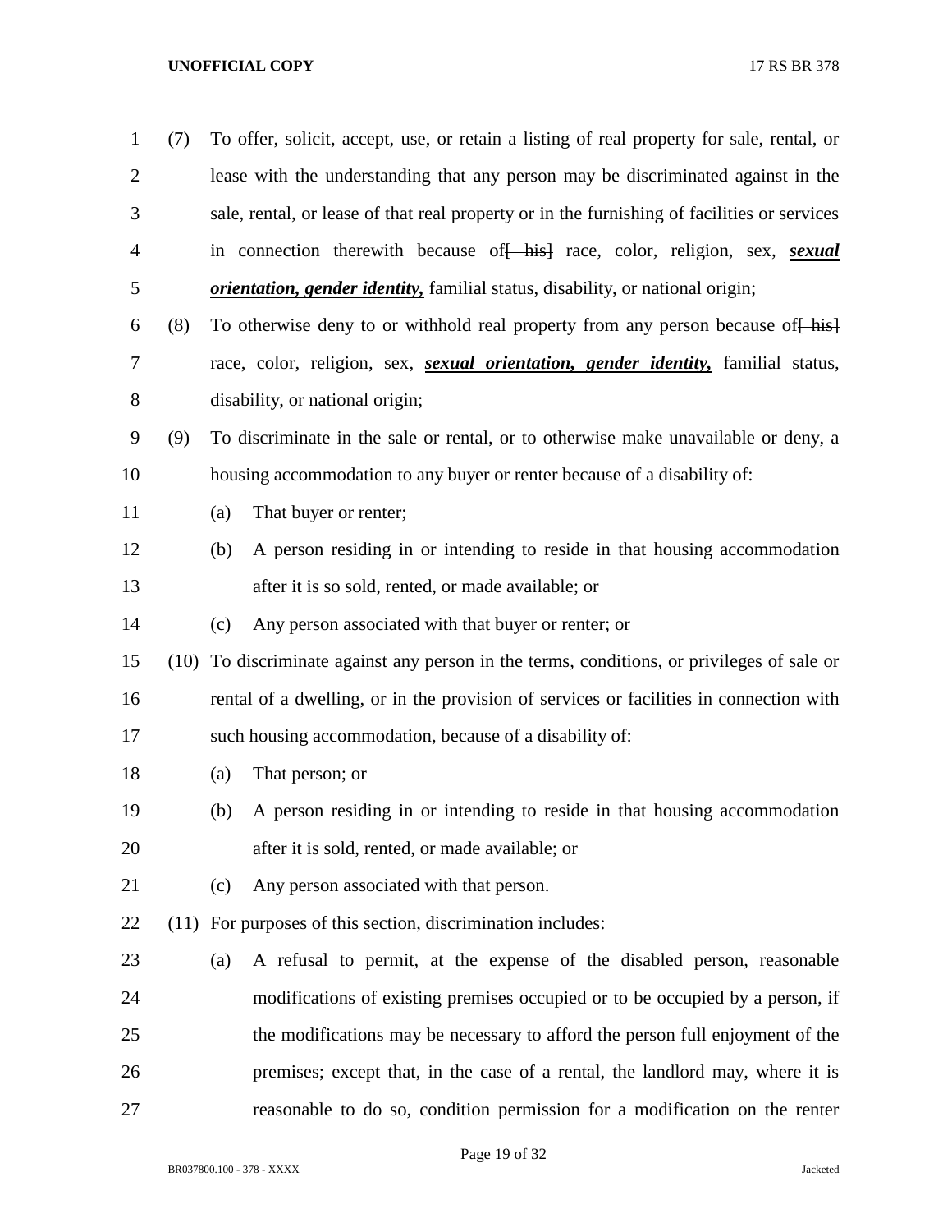(7) To offer, solicit, accept, use, or retain a listing of real property for sale, rental, or lease with the understanding that any person may be discriminated against in the sale, rental, or lease of that real property or in the furnishing of facilities or services in connection therewith because of~~[ his]~~ race, color, religion, sex, ***sexual orientation, gender identity,*** familial status, disability, or national origin;

(8) To otherwise deny to or withhold real property from any person because of~~[ his]~~ race, color, religion, sex, ***sexual orientation, gender identity,*** familial status, disability, or national origin;

(9) To discriminate in the sale or rental, or to otherwise make unavailable or deny, a housing accommodation to any buyer or renter because of a disability of:

(a) That buyer or renter;

(b) A person residing in or intending to reside in that housing accommodation after it is so sold, rented, or made available; or

(c) Any person associated with that buyer or renter; or

(10) To discriminate against any person in the terms, conditions, or privileges of sale or rental of a dwelling, or in the provision of services or facilities in connection with such housing accommodation, because of a disability of:

(a) That person; or

(b) A person residing in or intending to reside in that housing accommodation after it is sold, rented, or made available; or

(c) Any person associated with that person.

(11) For purposes of this section, discrimination includes:

(a) A refusal to permit, at the expense of the disabled person, reasonable modifications of existing premises occupied or to be occupied by a person, if the modifications may be necessary to afford the person full enjoyment of the premises; except that, in the case of a rental, the landlord may, where it is reasonable to do so, condition permission for a modification on the renter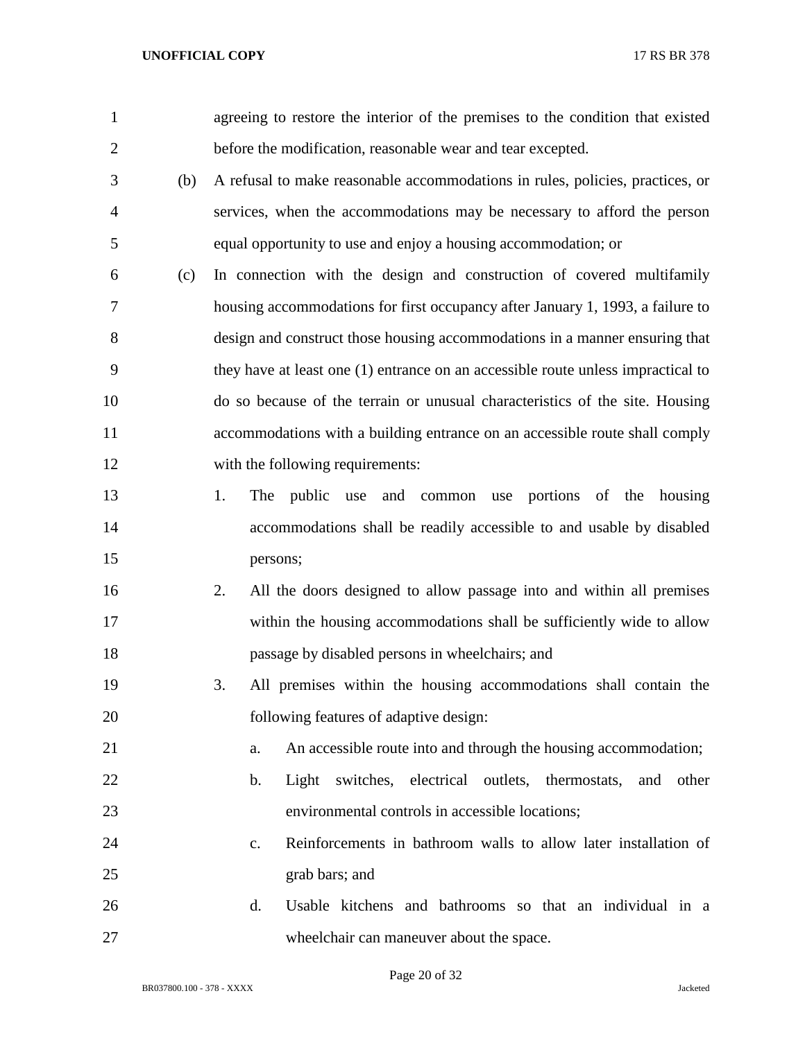agreeing to restore the interior of the premises to the condition that existed before the modification, reasonable wear and tear excepted.

(b) A refusal to make reasonable accommodations in rules, policies, practices, or services, when the accommodations may be necessary to afford the person equal opportunity to use and enjoy a housing accommodation; or

(c) In connection with the design and construction of covered multifamily housing accommodations for first occupancy after January 1, 1993, a failure to design and construct those housing accommodations in a manner ensuring that they have at least one (1) entrance on an accessible route unless impractical to do so because of the terrain or unusual characteristics of the site. Housing accommodations with a building entrance on an accessible route shall comply with the following requirements:

1. The public use and common use portions of the housing accommodations shall be readily accessible to and usable by disabled persons;

2. All the doors designed to allow passage into and within all premises within the housing accommodations shall be sufficiently wide to allow passage by disabled persons in wheelchairs; and

3. All premises within the housing accommodations shall contain the following features of adaptive design:

   a. An accessible route into and through the housing accommodation;

   b. Light switches, electrical outlets, thermostats, and other environmental controls in accessible locations;

   c. Reinforcements in bathroom walls to allow later installation of grab bars; and

   d. Usable kitchens and bathrooms so that an individual in a wheelchair can maneuver about the space.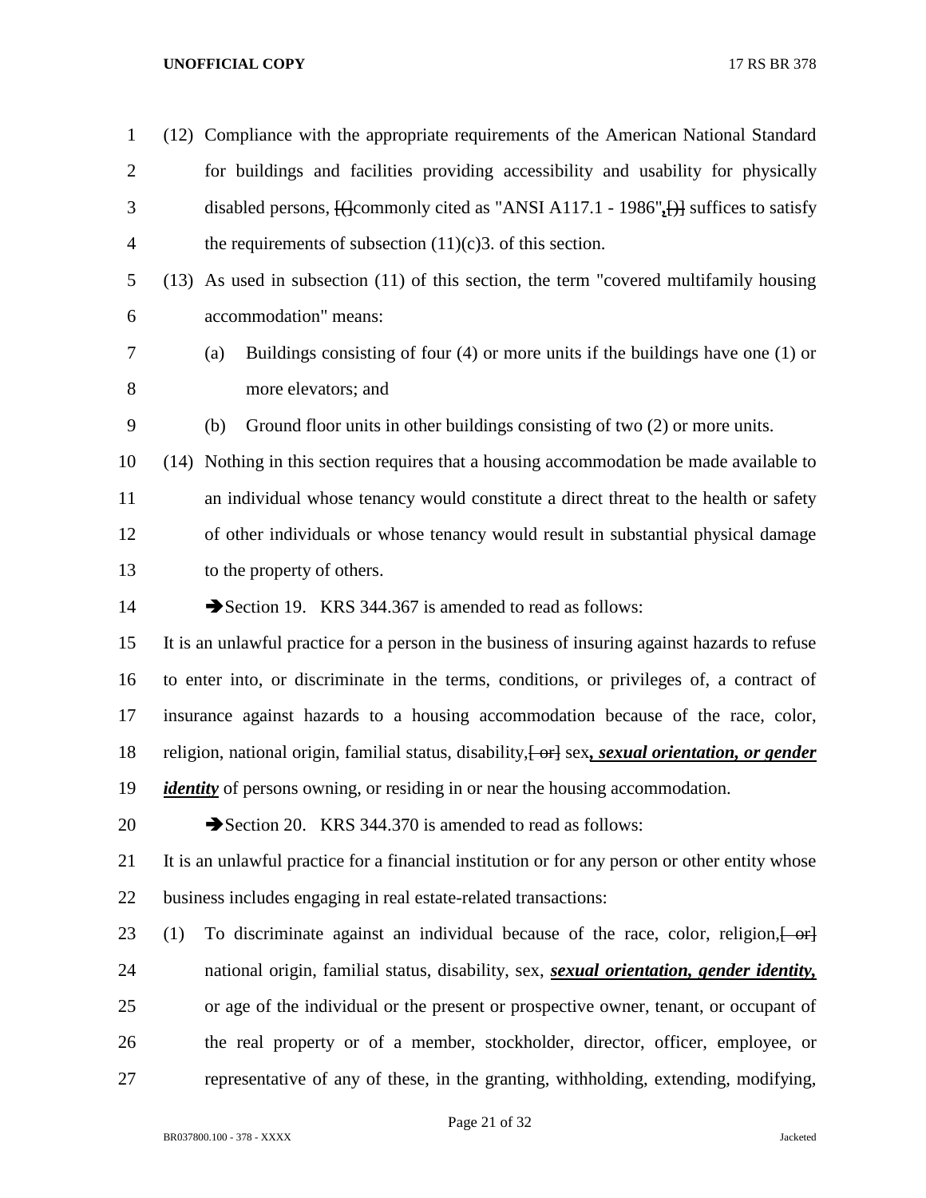(12) Compliance with the appropriate requirements of the American National Standard for buildings and facilities providing accessibility and usability for physically disabled persons, [(]commonly cited as "ANSI A117.1 - 1986"**,**[)] suffices to satisfy the requirements of subsection (11)(c)3. of this section.

(13) As used in subsection (11) of this section, the term "covered multifamily housing accommodation" means:

(a) Buildings consisting of four (4) or more units if the buildings have one (1) or more elevators; and

(b) Ground floor units in other buildings consisting of two (2) or more units.

(14) Nothing in this section requires that a housing accommodation be made available to an individual whose tenancy would constitute a direct threat to the health or safety of other individuals or whose tenancy would result in substantial physical damage to the property of others.

➔Section 19. KRS 344.367 is amended to read as follows:

It is an unlawful practice for a person in the business of insuring against hazards to refuse to enter into, or discriminate in the terms, conditions, or privileges of, a contract of insurance against hazards to a housing accommodation because of the race, color, religion, national origin, familial status, disability,[ or] sex***, sexual orientation, or gender identity*** of persons owning, or residing in or near the housing accommodation.

➔Section 20. KRS 344.370 is amended to read as follows:

It is an unlawful practice for a financial institution or for any person or other entity whose business includes engaging in real estate-related transactions:

(1) To discriminate against an individual because of the race, color, religion,[ or] national origin, familial status, disability, sex, ***sexual orientation, gender identity,*** or age of the individual or the present or prospective owner, tenant, or occupant of the real property or of a member, stockholder, director, officer, employee, or representative of any of these, in the granting, withholding, extending, modifying,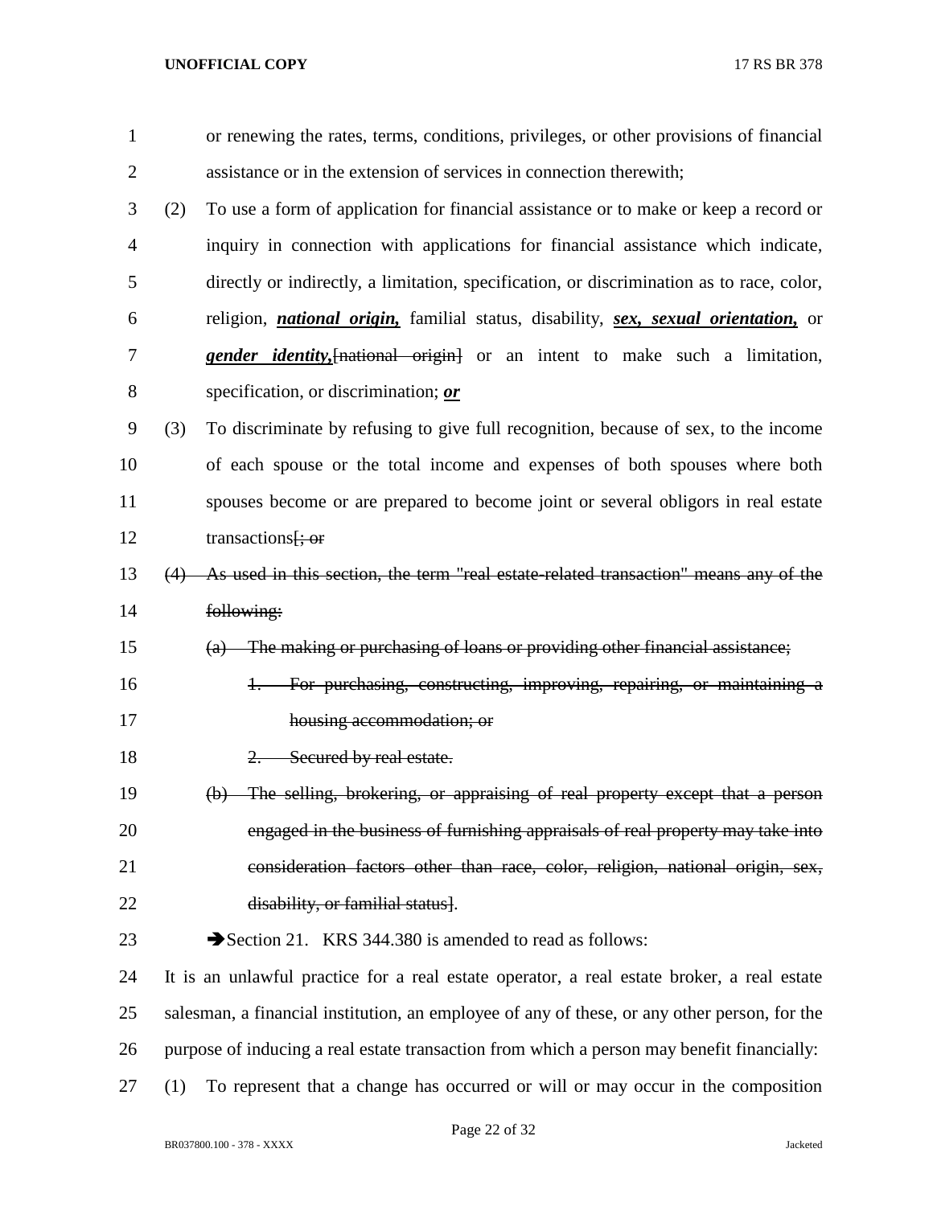or renewing the rates, terms, conditions, privileges, or other provisions of financial assistance or in the extension of services in connection therewith;

(2) To use a form of application for financial assistance or to make or keep a record or inquiry in connection with applications for financial assistance which indicate, directly or indirectly, a limitation, specification, or discrimination as to race, color, religion, ***national origin,*** familial status, disability, ***sex, sexual orientation,*** or ***gender identity,***~~[national origin]~~ or an intent to make such a limitation, specification, or discrimination; ***or***

(3) To discriminate by refusing to give full recognition, because of sex, to the income of each spouse or the total income and expenses of both spouses where both spouses become or are prepared to become joint or several obligors in real estate transactions~~[; or~~

~~(4) As used in this section, the term "real estate-related transaction" means any of the following:~~

~~(a) The making or purchasing of loans or providing other financial assistance;~~

~~1. For purchasing, constructing, improving, repairing, or maintaining a housing accommodation; or~~

~~2. Secured by real estate.~~

~~(b) The selling, brokering, or appraising of real property except that a person engaged in the business of furnishing appraisals of real property may take into consideration factors other than race, color, religion, national origin, sex, disability, or familial status]~~.

➔Section 21. KRS 344.380 is amended to read as follows:

It is an unlawful practice for a real estate operator, a real estate broker, a real estate salesman, a financial institution, an employee of any of these, or any other person, for the purpose of inducing a real estate transaction from which a person may benefit financially:

(1) To represent that a change has occurred or will or may occur in the composition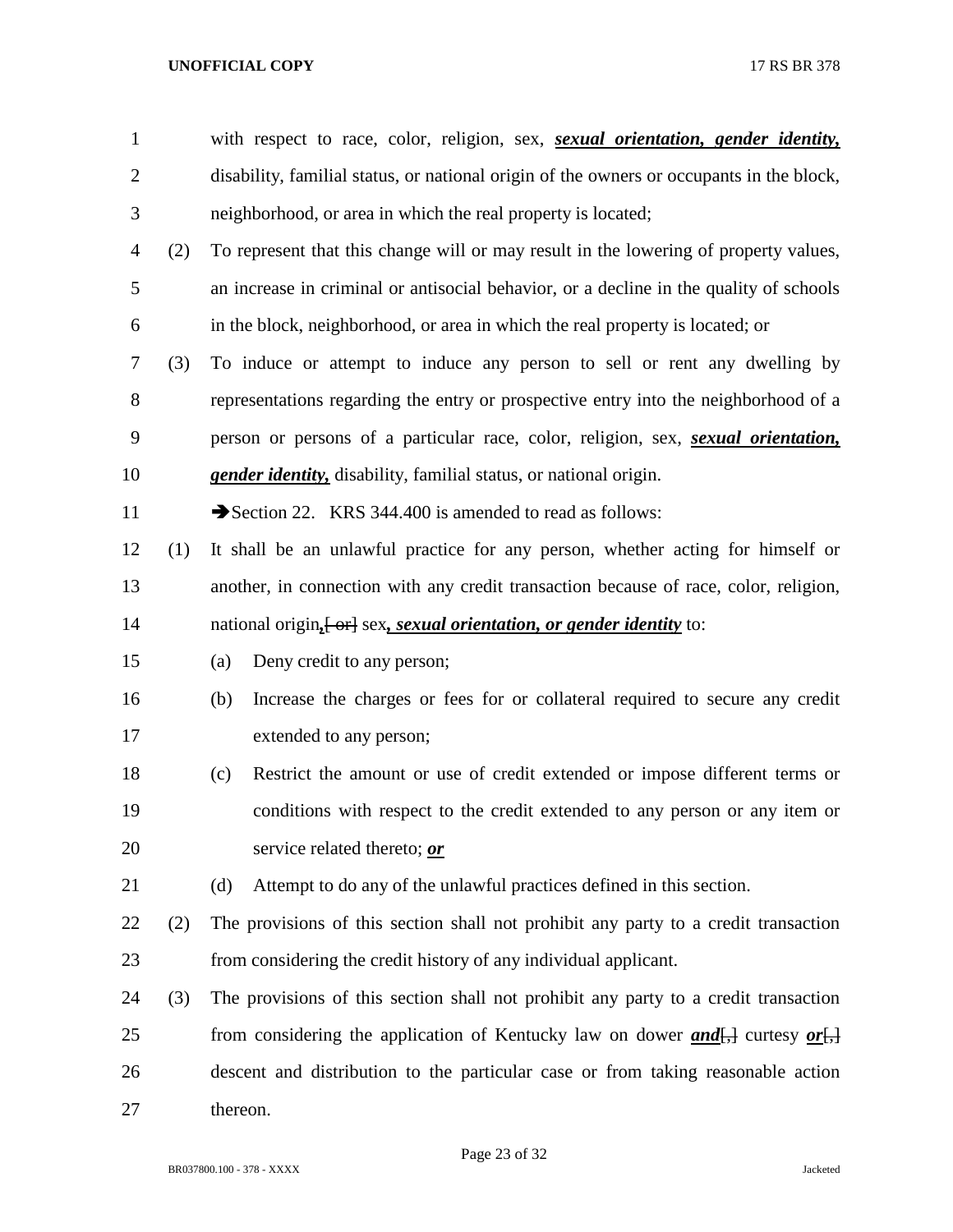with respect to race, color, religion, sex, ***sexual orientation, gender identity,*** disability, familial status, or national origin of the owners or occupants in the block, neighborhood, or area in which the real property is located;

(2) To represent that this change will or may result in the lowering of property values, an increase in criminal or antisocial behavior, or a decline in the quality of schools in the block, neighborhood, or area in which the real property is located; or

(3) To induce or attempt to induce any person to sell or rent any dwelling by representations regarding the entry or prospective entry into the neighborhood of a person or persons of a particular race, color, religion, sex, ***sexual orientation, gender identity,*** disability, familial status, or national origin.

➔Section 22. KRS 344.400 is amended to read as follows:

(1) It shall be an unlawful practice for any person, whether acting for himself or another, in connection with any credit transaction because of race, color, religion, national origin***,***[ or] sex***, sexual orientation, or gender identity*** to:

(a) Deny credit to any person;

(b) Increase the charges or fees for or collateral required to secure any credit extended to any person;

(c) Restrict the amount or use of credit extended or impose different terms or conditions with respect to the credit extended to any person or any item or service related thereto; ***or***

(d) Attempt to do any of the unlawful practices defined in this section.

(2) The provisions of this section shall not prohibit any party to a credit transaction from considering the credit history of any individual applicant.

(3) The provisions of this section shall not prohibit any party to a credit transaction from considering the application of Kentucky law on dower ***and***[,] curtesy ***or***[,] descent and distribution to the particular case or from taking reasonable action thereon.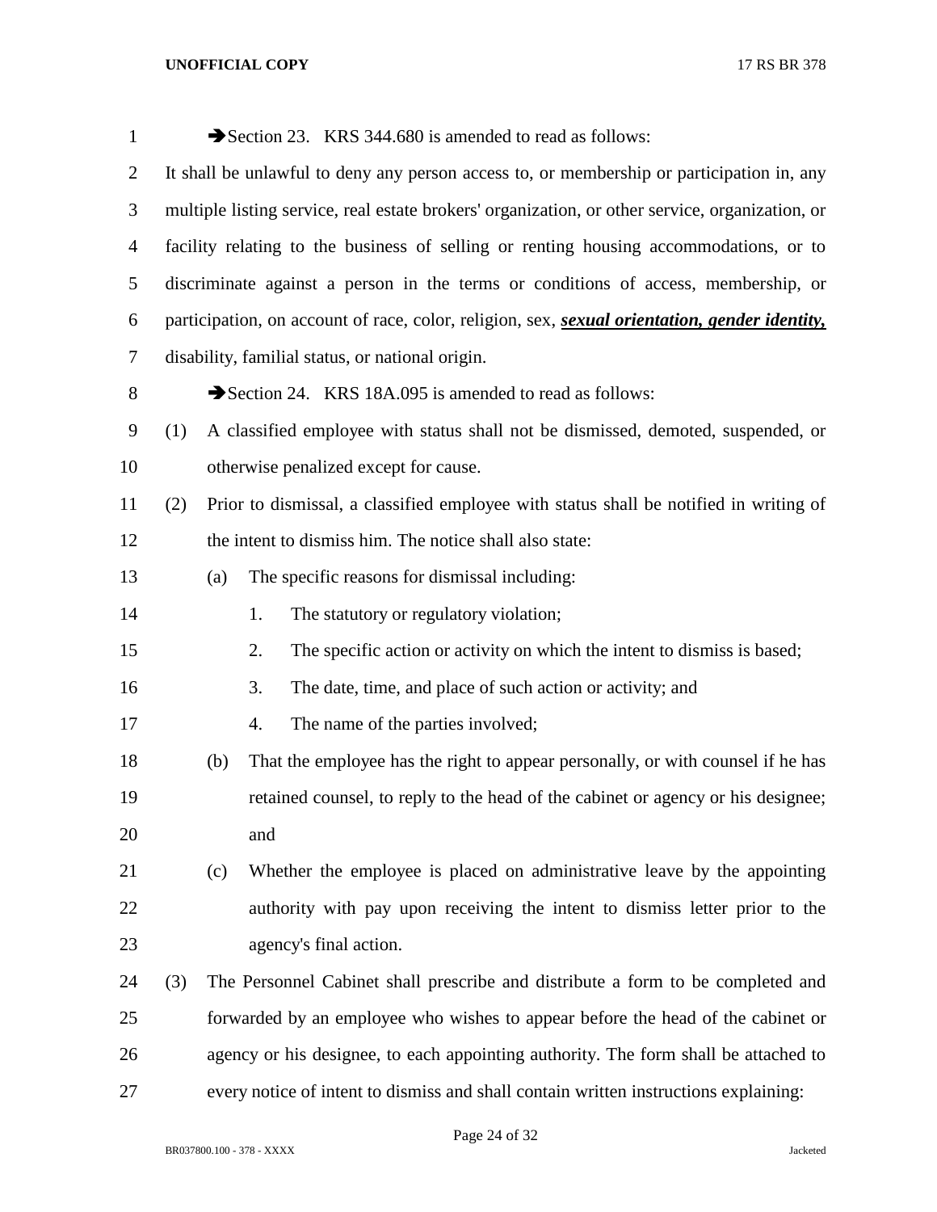➔Section 23. KRS 344.680 is amended to read as follows:

It shall be unlawful to deny any person access to, or membership or participation in, any multiple listing service, real estate brokers' organization, or other service, organization, or facility relating to the business of selling or renting housing accommodations, or to discriminate against a person in the terms or conditions of access, membership, or participation, on account of race, color, religion, sex, ***sexual orientation, gender identity,*** disability, familial status, or national origin.

➔Section 24. KRS 18A.095 is amended to read as follows:

(1) A classified employee with status shall not be dismissed, demoted, suspended, or otherwise penalized except for cause.

(2) Prior to dismissal, a classified employee with status shall be notified in writing of the intent to dismiss him. The notice shall also state:

(a) The specific reasons for dismissal including:

1. The statutory or regulatory violation;
2. The specific action or activity on which the intent to dismiss is based;
3. The date, time, and place of such action or activity; and
4. The name of the parties involved;

(b) That the employee has the right to appear personally, or with counsel if he has retained counsel, to reply to the head of the cabinet or agency or his designee; and

(c) Whether the employee is placed on administrative leave by the appointing authority with pay upon receiving the intent to dismiss letter prior to the agency's final action.

(3) The Personnel Cabinet shall prescribe and distribute a form to be completed and forwarded by an employee who wishes to appear before the head of the cabinet or agency or his designee, to each appointing authority. The form shall be attached to every notice of intent to dismiss and shall contain written instructions explaining: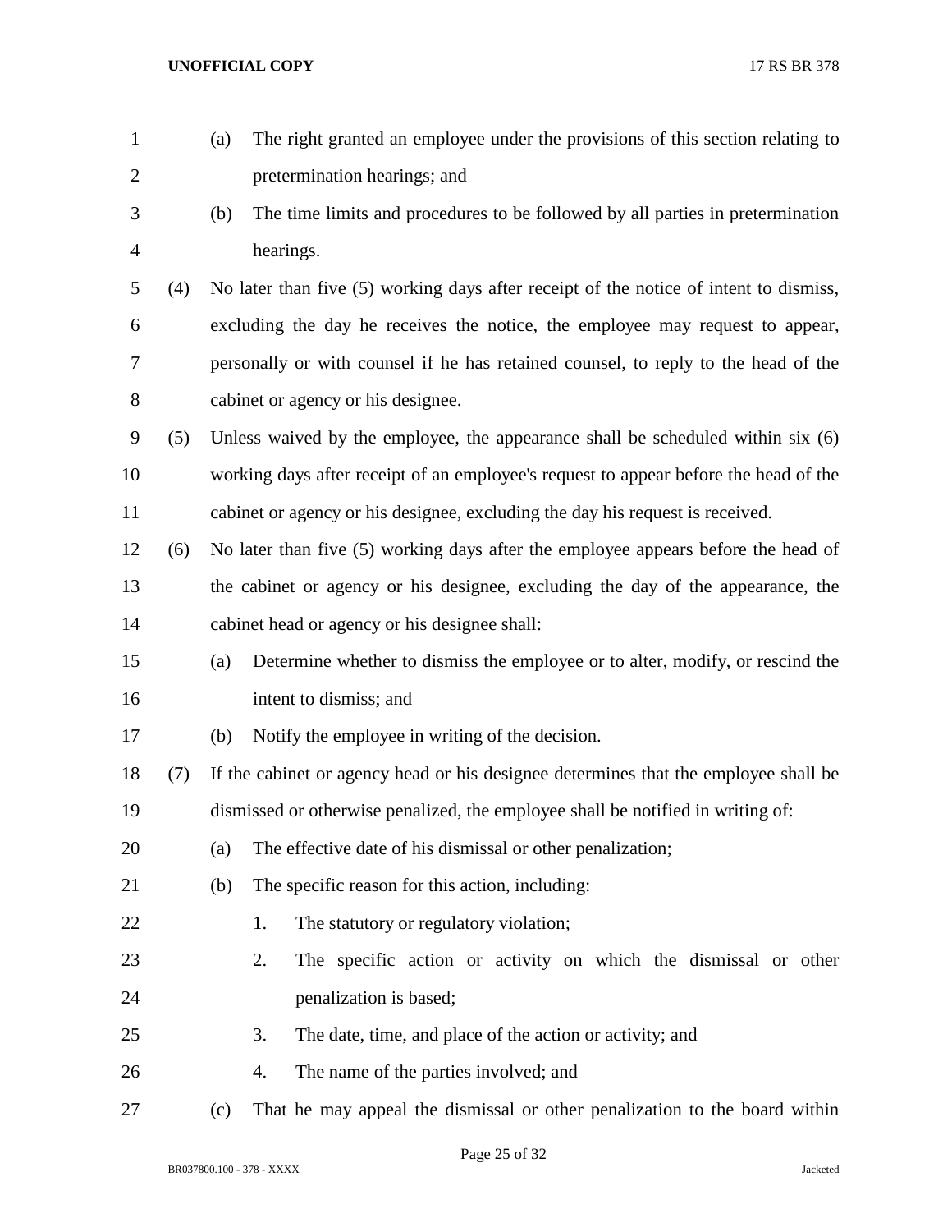(a) The right granted an employee under the provisions of this section relating to pretermination hearings; and

(b) The time limits and procedures to be followed by all parties in pretermination hearings.

(4) No later than five (5) working days after receipt of the notice of intent to dismiss, excluding the day he receives the notice, the employee may request to appear, personally or with counsel if he has retained counsel, to reply to the head of the cabinet or agency or his designee.

(5) Unless waived by the employee, the appearance shall be scheduled within six (6) working days after receipt of an employee's request to appear before the head of the cabinet or agency or his designee, excluding the day his request is received.

(6) No later than five (5) working days after the employee appears before the head of the cabinet or agency or his designee, excluding the day of the appearance, the cabinet head or agency or his designee shall:

(a) Determine whether to dismiss the employee or to alter, modify, or rescind the intent to dismiss; and

(b) Notify the employee in writing of the decision.

(7) If the cabinet or agency head or his designee determines that the employee shall be dismissed or otherwise penalized, the employee shall be notified in writing of:

(a) The effective date of his dismissal or other penalization;

(b) The specific reason for this action, including:

1. The statutory or regulatory violation;

2. The specific action or activity on which the dismissal or other penalization is based;

3. The date, time, and place of the action or activity; and

4. The name of the parties involved; and

(c) That he may appeal the dismissal or other penalization to the board within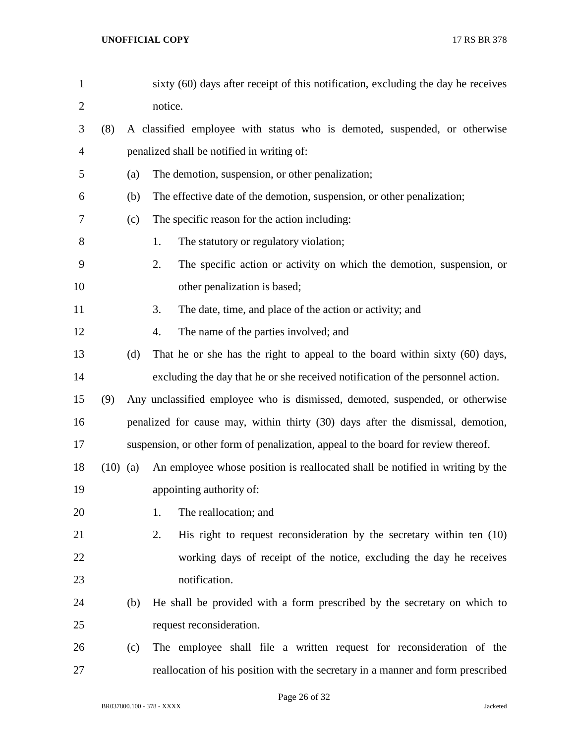sixty (60) days after receipt of this notification, excluding the day he receives notice.

(8) A classified employee with status who is demoted, suspended, or otherwise penalized shall be notified in writing of:

(a) The demotion, suspension, or other penalization;

(b) The effective date of the demotion, suspension, or other penalization;

(c) The specific reason for the action including:

1. The statutory or regulatory violation;

2. The specific action or activity on which the demotion, suspension, or other penalization is based;

3. The date, time, and place of the action or activity; and

4. The name of the parties involved; and

(d) That he or she has the right to appeal to the board within sixty (60) days, excluding the day that he or she received notification of the personnel action.

(9) Any unclassified employee who is dismissed, demoted, suspended, or otherwise penalized for cause may, within thirty (30) days after the dismissal, demotion, suspension, or other form of penalization, appeal to the board for review thereof.

(10) (a) An employee whose position is reallocated shall be notified in writing by the appointing authority of:

1. The reallocation; and

2. His right to request reconsideration by the secretary within ten (10) working days of receipt of the notice, excluding the day he receives notification.

(b) He shall be provided with a form prescribed by the secretary on which to request reconsideration.

(c) The employee shall file a written request for reconsideration of the reallocation of his position with the secretary in a manner and form prescribed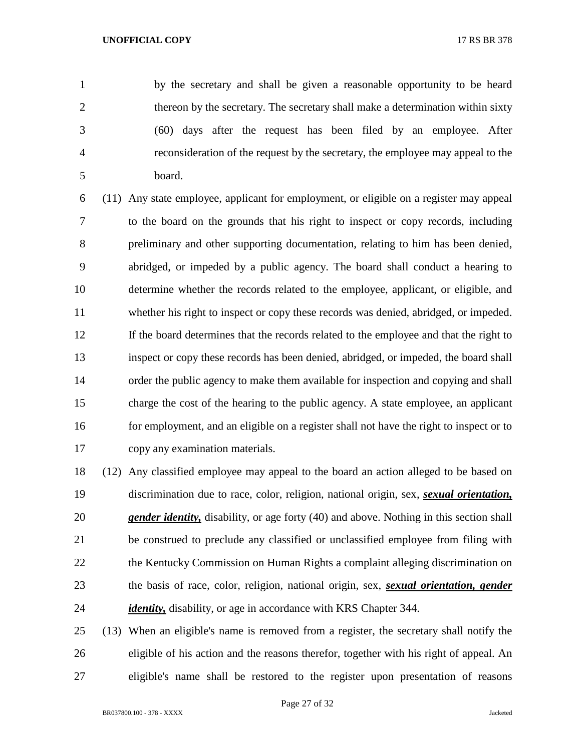by the secretary and shall be given a reasonable opportunity to be heard thereon by the secretary. The secretary shall make a determination within sixty (60) days after the request has been filed by an employee. After reconsideration of the request by the secretary, the employee may appeal to the board.

(11) Any state employee, applicant for employment, or eligible on a register may appeal to the board on the grounds that his right to inspect or copy records, including preliminary and other supporting documentation, relating to him has been denied, abridged, or impeded by a public agency. The board shall conduct a hearing to determine whether the records related to the employee, applicant, or eligible, and whether his right to inspect or copy these records was denied, abridged, or impeded. If the board determines that the records related to the employee and that the right to inspect or copy these records has been denied, abridged, or impeded, the board shall order the public agency to make them available for inspection and copying and shall charge the cost of the hearing to the public agency. A state employee, an applicant for employment, and an eligible on a register shall not have the right to inspect or to copy any examination materials.

(12) Any classified employee may appeal to the board an action alleged to be based on discrimination due to race, color, religion, national origin, sex, ***sexual orientation, gender identity,*** disability, or age forty (40) and above. Nothing in this section shall be construed to preclude any classified or unclassified employee from filing with the Kentucky Commission on Human Rights a complaint alleging discrimination on the basis of race, color, religion, national origin, sex, ***sexual orientation, gender identity,*** disability, or age in accordance with KRS Chapter 344.

(13) When an eligible's name is removed from a register, the secretary shall notify the eligible of his action and the reasons therefor, together with his right of appeal. An eligible's name shall be restored to the register upon presentation of reasons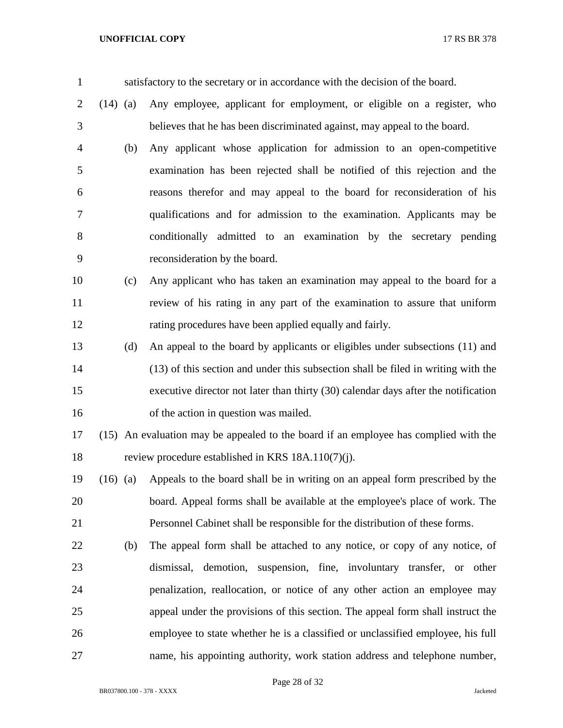satisfactory to the secretary or in accordance with the decision of the board.

(14) (a) Any employee, applicant for employment, or eligible on a register, who believes that he has been discriminated against, may appeal to the board.

(b) Any applicant whose application for admission to an open-competitive examination has been rejected shall be notified of this rejection and the reasons therefor and may appeal to the board for reconsideration of his qualifications and for admission to the examination. Applicants may be conditionally admitted to an examination by the secretary pending reconsideration by the board.

(c) Any applicant who has taken an examination may appeal to the board for a review of his rating in any part of the examination to assure that uniform rating procedures have been applied equally and fairly.

(d) An appeal to the board by applicants or eligibles under subsections (11) and (13) of this section and under this subsection shall be filed in writing with the executive director not later than thirty (30) calendar days after the notification of the action in question was mailed.

(15) An evaluation may be appealed to the board if an employee has complied with the review procedure established in KRS 18A.110(7)(j).

(16) (a) Appeals to the board shall be in writing on an appeal form prescribed by the board. Appeal forms shall be available at the employee's place of work. The Personnel Cabinet shall be responsible for the distribution of these forms.

(b) The appeal form shall be attached to any notice, or copy of any notice, of dismissal, demotion, suspension, fine, involuntary transfer, or other penalization, reallocation, or notice of any other action an employee may appeal under the provisions of this section. The appeal form shall instruct the employee to state whether he is a classified or unclassified employee, his full name, his appointing authority, work station address and telephone number,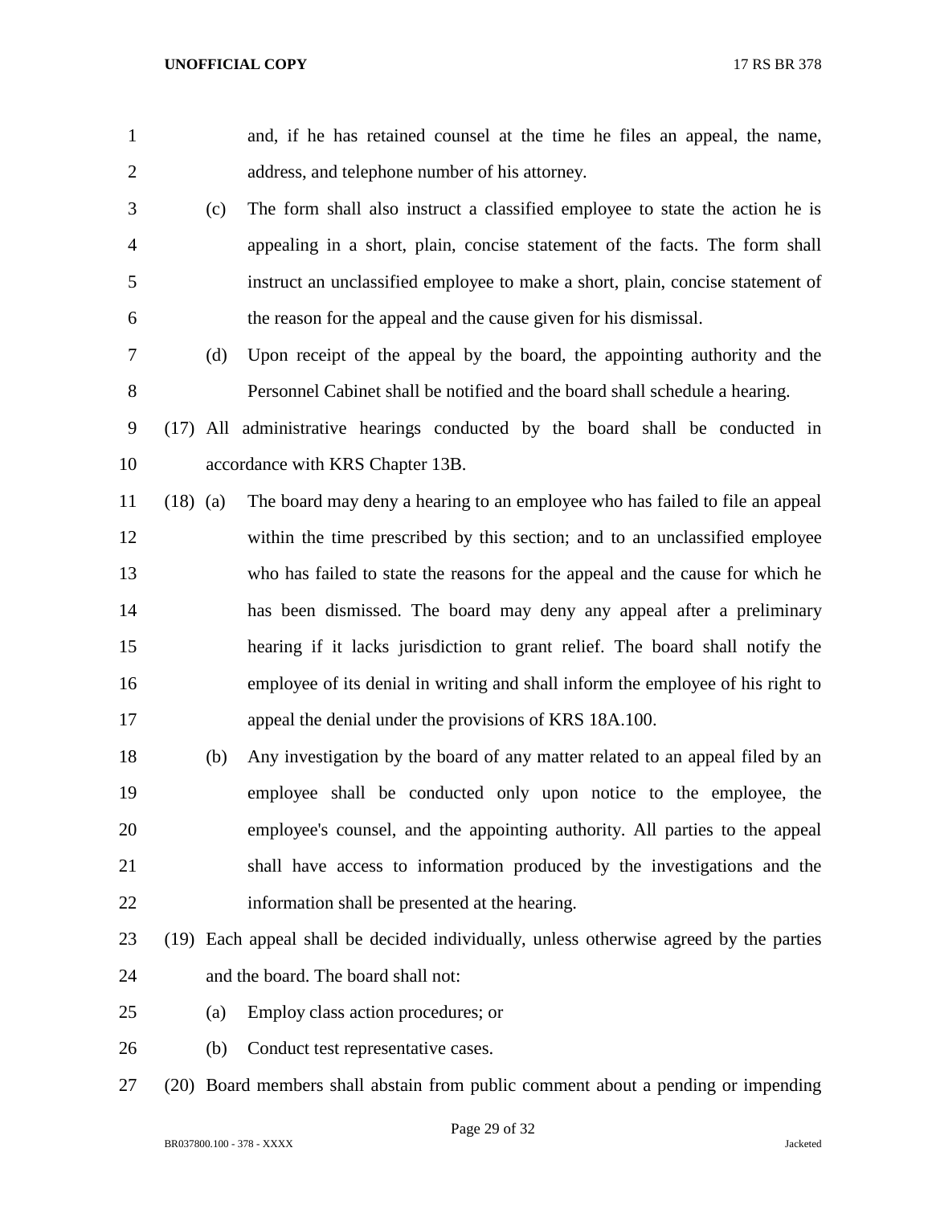and, if he has retained counsel at the time he files an appeal, the name, address, and telephone number of his attorney.

(c) The form shall also instruct a classified employee to state the action he is appealing in a short, plain, concise statement of the facts. The form shall instruct an unclassified employee to make a short, plain, concise statement of the reason for the appeal and the cause given for his dismissal.

(d) Upon receipt of the appeal by the board, the appointing authority and the Personnel Cabinet shall be notified and the board shall schedule a hearing.

(17) All administrative hearings conducted by the board shall be conducted in accordance with KRS Chapter 13B.

(18) (a) The board may deny a hearing to an employee who has failed to file an appeal within the time prescribed by this section; and to an unclassified employee who has failed to state the reasons for the appeal and the cause for which he has been dismissed. The board may deny any appeal after a preliminary hearing if it lacks jurisdiction to grant relief. The board shall notify the employee of its denial in writing and shall inform the employee of his right to appeal the denial under the provisions of KRS 18A.100.

(b) Any investigation by the board of any matter related to an appeal filed by an employee shall be conducted only upon notice to the employee, the employee's counsel, and the appointing authority. All parties to the appeal shall have access to information produced by the investigations and the information shall be presented at the hearing.

(19) Each appeal shall be decided individually, unless otherwise agreed by the parties and the board. The board shall not:

(a) Employ class action procedures; or

(b) Conduct test representative cases.

(20) Board members shall abstain from public comment about a pending or impending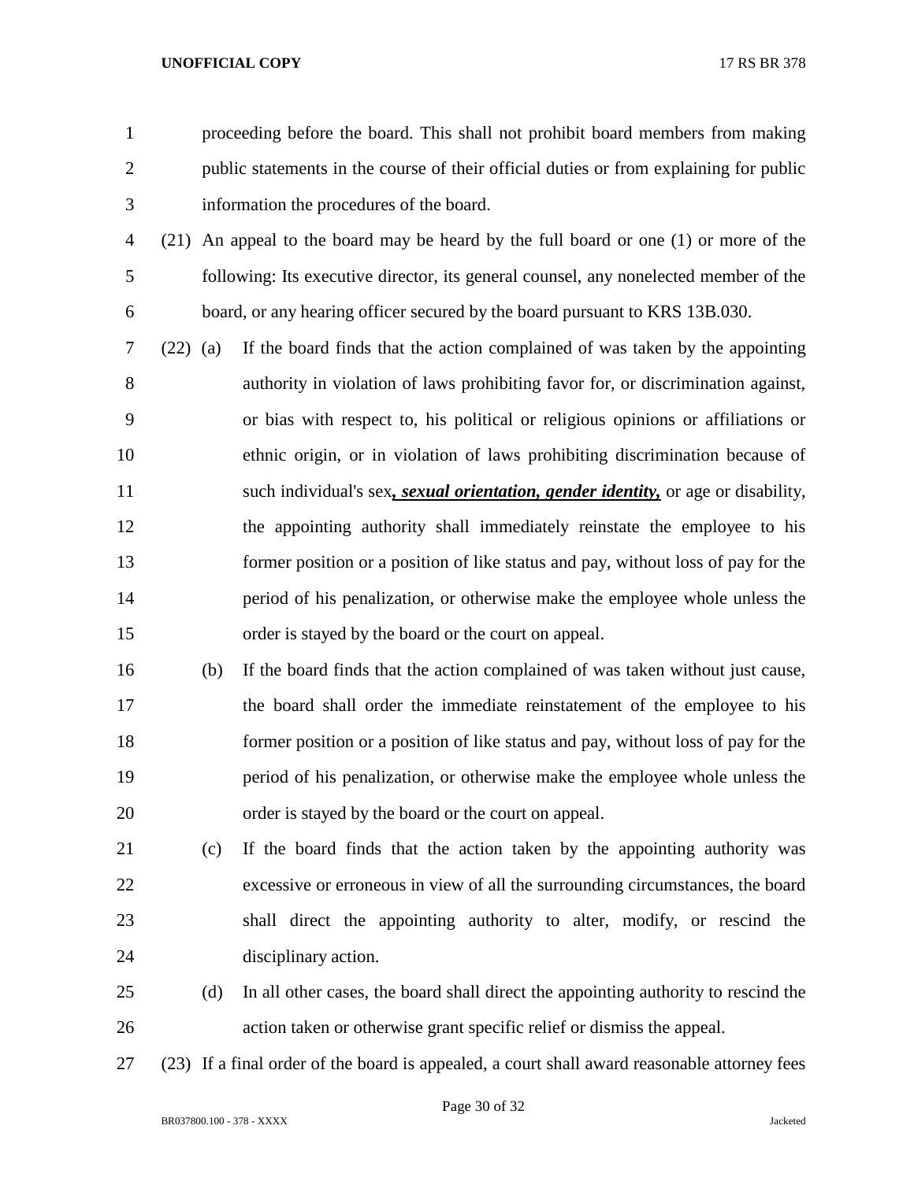proceeding before the board. This shall not prohibit board members from making public statements in the course of their official duties or from explaining for public information the procedures of the board.

(21) An appeal to the board may be heard by the full board or one (1) or more of the following: Its executive director, its general counsel, any nonelected member of the board, or any hearing officer secured by the board pursuant to KRS 13B.030.

(22) (a) If the board finds that the action complained of was taken by the appointing authority in violation of laws prohibiting favor for, or discrimination against, or bias with respect to, his political or religious opinions or affiliations or ethnic origin, or in violation of laws prohibiting discrimination because of such individual's sex***, sexual orientation, gender identity,*** or age or disability, the appointing authority shall immediately reinstate the employee to his former position or a position of like status and pay, without loss of pay for the period of his penalization, or otherwise make the employee whole unless the order is stayed by the board or the court on appeal.

(b) If the board finds that the action complained of was taken without just cause, the board shall order the immediate reinstatement of the employee to his former position or a position of like status and pay, without loss of pay for the period of his penalization, or otherwise make the employee whole unless the order is stayed by the board or the court on appeal.

(c) If the board finds that the action taken by the appointing authority was excessive or erroneous in view of all the surrounding circumstances, the board shall direct the appointing authority to alter, modify, or rescind the disciplinary action.

(d) In all other cases, the board shall direct the appointing authority to rescind the action taken or otherwise grant specific relief or dismiss the appeal.

(23) If a final order of the board is appealed, a court shall award reasonable attorney fees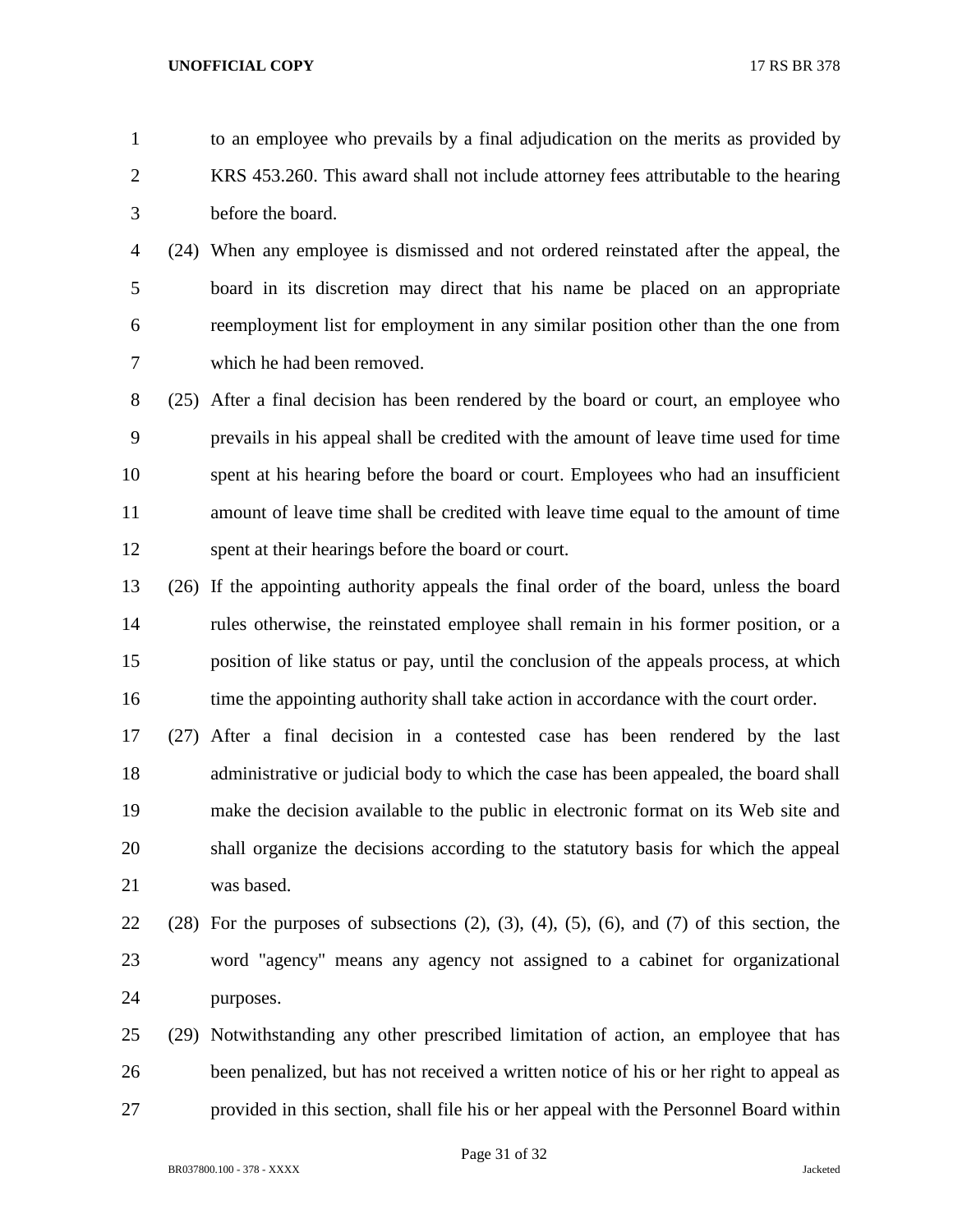to an employee who prevails by a final adjudication on the merits as provided by KRS 453.260. This award shall not include attorney fees attributable to the hearing before the board.

(24) When any employee is dismissed and not ordered reinstated after the appeal, the board in its discretion may direct that his name be placed on an appropriate reemployment list for employment in any similar position other than the one from which he had been removed.

(25) After a final decision has been rendered by the board or court, an employee who prevails in his appeal shall be credited with the amount of leave time used for time spent at his hearing before the board or court. Employees who had an insufficient amount of leave time shall be credited with leave time equal to the amount of time spent at their hearings before the board or court.

(26) If the appointing authority appeals the final order of the board, unless the board rules otherwise, the reinstated employee shall remain in his former position, or a position of like status or pay, until the conclusion of the appeals process, at which time the appointing authority shall take action in accordance with the court order.

(27) After a final decision in a contested case has been rendered by the last administrative or judicial body to which the case has been appealed, the board shall make the decision available to the public in electronic format on its Web site and shall organize the decisions according to the statutory basis for which the appeal was based.

(28) For the purposes of subsections (2), (3), (4), (5), (6), and (7) of this section, the word "agency" means any agency not assigned to a cabinet for organizational purposes.

(29) Notwithstanding any other prescribed limitation of action, an employee that has been penalized, but has not received a written notice of his or her right to appeal as provided in this section, shall file his or her appeal with the Personnel Board within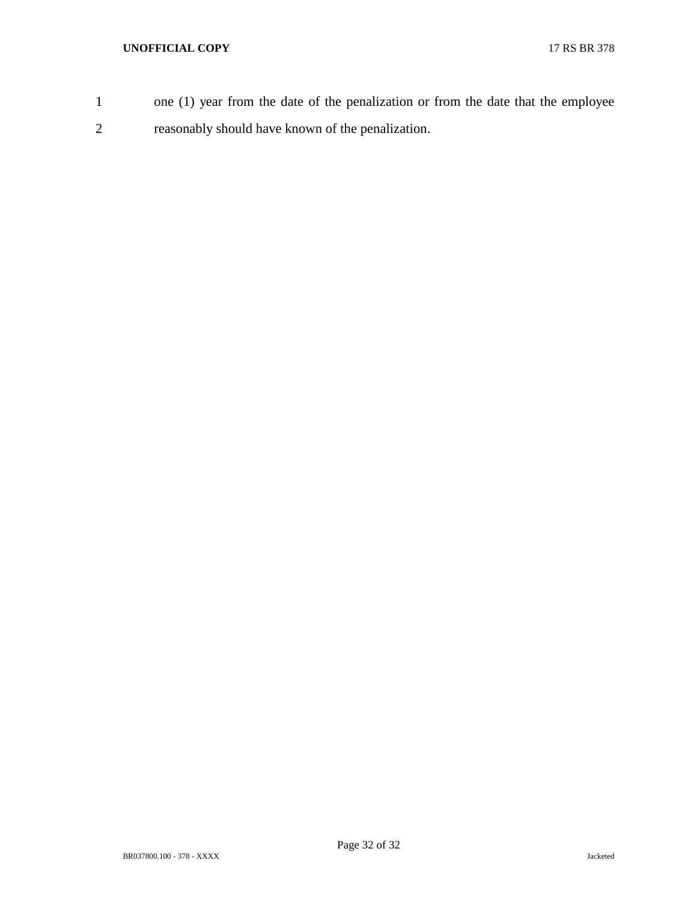one (1) year from the date of the penalization or from the date that the employee reasonably should have known of the penalization.